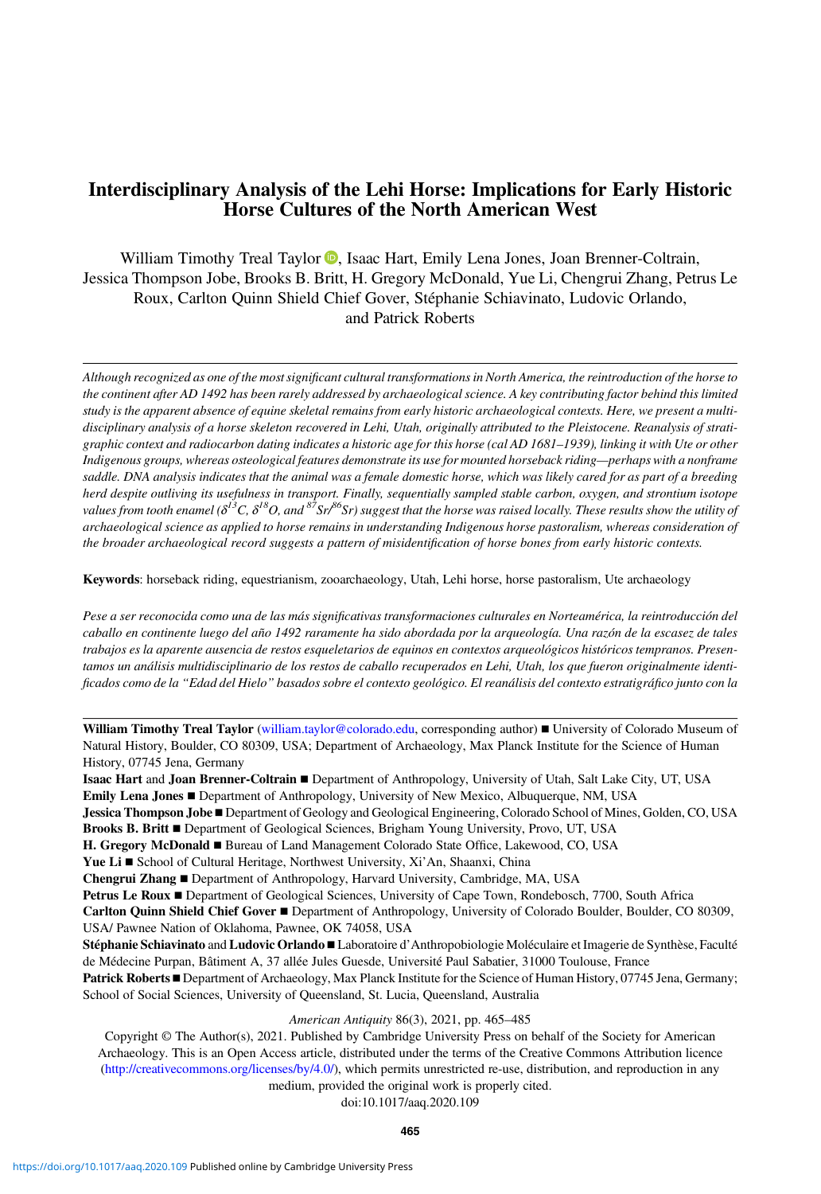# Interdisciplinary Analysis of the Lehi Horse: Implications for Early Historic Horse Cultures of the North American West

William Timothy Treal Taylor, Isaac Hart, Emily Lena Jones, Joan Brenner-Coltrain, Jessica Thompson Jobe, Brooks B. Britt, H. Gregory McDonald, Yue Li, Chengrui Zhang, Petrus Le Roux, Carlton Quinn Shield Chief Gover, Stéphanie Schiavinato, Ludovic Orlando, and Patrick Roberts

*Although recognized as one of the most significant cultural transformations in North America, the reintroduction of the horse to the continent after AD 1492 has been rarely addressed by archaeological science. A key contributing factor behind this limited study is the apparent absence of equine skeletal remains from early historic archaeological contexts. Here, we present a multidisciplinary analysis of a horse skeleton recovered in Lehi, Utah, originally attributed to the Pleistocene. Reanalysis of stratigraphic context and radiocarbon dating indicates a historic age for this horse (cal AD 1681–1939), linking it with Ute or other Indigenous groups, whereas osteological features demonstrate its use for mounted horseback riding—perhaps with a nonframe saddle. DNA analysis indicates that the animal was a female domestic horse, which was likely cared for as part of a breeding herd despite outliving its usefulness in transport. Finally, sequentially sampled stable carbon, oxygen, and strontium isotope values from tooth enamel ($\delta^{13}C$, $\delta^{18}O$, and $^{87}Sr/^{86}Sr$) suggest that the horse was raised locally. These results show the utility of archaeological science as applied to horse remains in understanding Indigenous horse pastoralism, whereas consideration of the broader archaeological record suggests a pattern of misidentification of horse bones from early historic contexts.*

**Keywords**: horseback riding, equestrianism, zooarchaeology, Utah, Lehi horse, horse pastoralism, Ute archaeology

*Pese a ser reconocida como una de las más significativas transformaciones culturales en Norteamérica, la reintroducción del caballo en continente luego del año 1492 raramente ha sido abordada por la arqueología. Una razón de la escasez de tales trabajos es la aparente ausencia de restos esqueletarios de equinos en contextos arqueológicos históricos tempranos. Presentamos un análisis multidisciplinario de los restos de caballo recuperados en Lehi, Utah, los que fueron originalmente identificados como de la "Edad del Hielo" basados sobre el contexto geológico. El reanálisis del contexto estratigráfico junto con la*

---

**William Timothy Treal Taylor** (william.taylor@colorado.edu, corresponding author) ■ University of Colorado Museum of Natural History, Boulder, CO 80309, USA; Department of Archaeology, Max Planck Institute for the Science of Human History, 07745 Jena, Germany

**Isaac Hart** and **Joan Brenner-Coltrain** ■ Department of Anthropology, University of Utah, Salt Lake City, UT, USA

**Emily Lena Jones** ■ Department of Anthropology, University of New Mexico, Albuquerque, NM, USA

**Jessica Thompson Jobe** ■ Department of Geology and Geological Engineering, Colorado School of Mines, Golden, CO, USA

**Brooks B. Britt** ■ Department of Geological Sciences, Brigham Young University, Provo, UT, USA

**H. Gregory McDonald** ■ Bureau of Land Management Colorado State Office, Lakewood, CO, USA

**Yue Li** ■ School of Cultural Heritage, Northwest University, Xi'An, Shaanxi, China

**Chengrui Zhang** ■ Department of Anthropology, Harvard University, Cambridge, MA, USA

**Petrus Le Roux** ■ Department of Geological Sciences, University of Cape Town, Rondebosch, 7700, South Africa

**Carlton Quinn Shield Chief Gover** ■ Department of Anthropology, University of Colorado Boulder, Boulder, CO 80309, USA/ Pawnee Nation of Oklahoma, Pawnee, OK 74058, USA

**Stéphanie Schiavinato** and **Ludovic Orlando** ■ Laboratoire d'Anthropobiologie Moléculaire et Imagerie de Synthèse, Faculté de Médecine Purpan, Bâtiment A, 37 allée Jules Guesde, Université Paul Sabatier, 31000 Toulouse, France

**Patrick Roberts** ■ Department of Archaeology, Max Planck Institute for the Science of Human History, 07745 Jena, Germany; School of Social Sciences, University of Queensland, St. Lucia, Queensland, Australia

*American Antiquity* 86(3), 2021, pp. 465–485

Copyright © The Author(s), 2021. Published by Cambridge University Press on behalf of the Society for American Archaeology. This is an Open Access article, distributed under the terms of the Creative Commons Attribution licence (http://creativecommons.org/licenses/by/4.0/), which permits unrestricted re-use, distribution, and reproduction in any medium, provided the original work is properly cited.

doi:10.1017/aaq.2020.109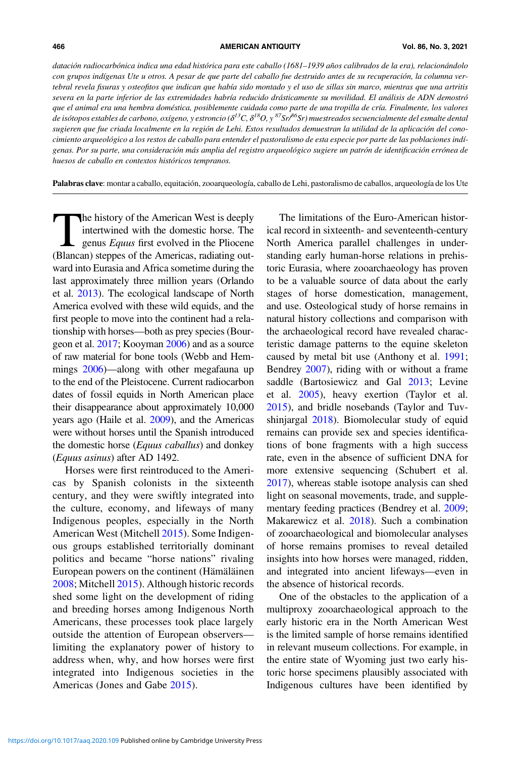*datación radiocarbónica indica una edad histórica para este caballo (1681–1939 años calibrados de la era), relacionándolo con grupos indígenas Ute u otros. A pesar de que parte del caballo fue destruido antes de su recuperación, la columna vertebral revela fisuras y osteofitos que indican que había sido montado y el uso de sillas sin marco, mientras que una artritis severa en la parte inferior de las extremidades habría reducido drásticamente su movilidad. El análisis de ADN demostró que el animal era una hembra doméstica, posiblemente cuidada como parte de una tropilla de cría. Finalmente, los valores de isótopos estables de carbono, oxígeno, y estroncio ($\delta^{13}C$, $\delta^{18}O$, y $^{87}Sr/^{86}Sr$) muestreados secuencialmente del esmalte dental sugieren que fue criada localmente en la región de Lehi. Estos resultados demuestran la utilidad de la aplicación del conocimiento arqueológico a los restos de caballo para entender el pastoralismo de esta especie por parte de las poblaciones indígenas. Por su parte, una consideración más amplia del registro arqueológico sugiere un patrón de identificación errónea de huesos de caballo en contextos históricos tempranos.*

**Palabras clave**: montar a caballo, equitación, zooarqueología, caballo de Lehi, pastoralismo de caballos, arqueología de los Ute

The history of the American West is deeply intertwined with the domestic horse. The genus *Equus* first evolved in the Pliocene (Blancan) steppes of the Americas, radiating outward into Eurasia and Africa sometime during the last approximately three million years (Orlando et al. 2013). The ecological landscape of North America evolved with these wild equids, and the first people to move into the continent had a relationship with horses—both as prey species (Bourgeon et al. 2017; Kooyman 2006) and as a source of raw material for bone tools (Webb and Hemmings 2006)—along with other megafauna up to the end of the Pleistocene. Current radiocarbon dates of fossil equids in North American place their disappearance about approximately 10,000 years ago (Haile et al. 2009), and the Americas were without horses until the Spanish introduced the domestic horse (*Equus caballus*) and donkey (*Equus asinus*) after AD 1492.

Horses were first reintroduced to the Americas by Spanish colonists in the sixteenth century, and they were swiftly integrated into the culture, economy, and lifeways of many Indigenous peoples, especially in the North American West (Mitchell 2015). Some Indigenous groups established territorially dominant politics and became "horse nations" rivaling European powers on the continent (Hämäläinen 2008; Mitchell 2015). Although historic records shed some light on the development of riding and breeding horses among Indigenous North Americans, these processes took place largely outside the attention of European observers—limiting the explanatory power of history to address when, why, and how horses were first integrated into Indigenous societies in the Americas (Jones and Gabe 2015).

The limitations of the Euro-American historical record in sixteenth- and seventeenth-century North America parallel challenges in understanding early human-horse relations in prehistoric Eurasia, where zooarchaeology has proven to be a valuable source of data about the early stages of horse domestication, management, and use. Osteological study of horse remains in natural history collections and comparison with the archaeological record have revealed characteristic damage patterns to the equine skeleton caused by metal bit use (Anthony et al. 1991; Bendrey 2007), riding with or without a frame saddle (Bartosiewicz and Gal 2013; Levine et al. 2005), heavy exertion (Taylor et al. 2015), and bridle nosebands (Taylor and Tuvshinjargal 2018). Biomolecular study of equid remains can provide sex and species identifications of bone fragments with a high success rate, even in the absence of sufficient DNA for more extensive sequencing (Schubert et al. 2017), whereas stable isotope analysis can shed light on seasonal movements, trade, and supplementary feeding practices (Bendrey et al. 2009; Makarewicz et al. 2018). Such a combination of zooarchaeological and biomolecular analyses of horse remains promises to reveal detailed insights into how horses were managed, ridden, and integrated into ancient lifeways—even in the absence of historical records.

One of the obstacles to the application of a multiproxy zooarchaeological approach to the early historic era in the North American West is the limited sample of horse remains identified in relevant museum collections. For example, in the entire state of Wyoming just two early historic horse specimens plausibly associated with Indigenous cultures have been identified by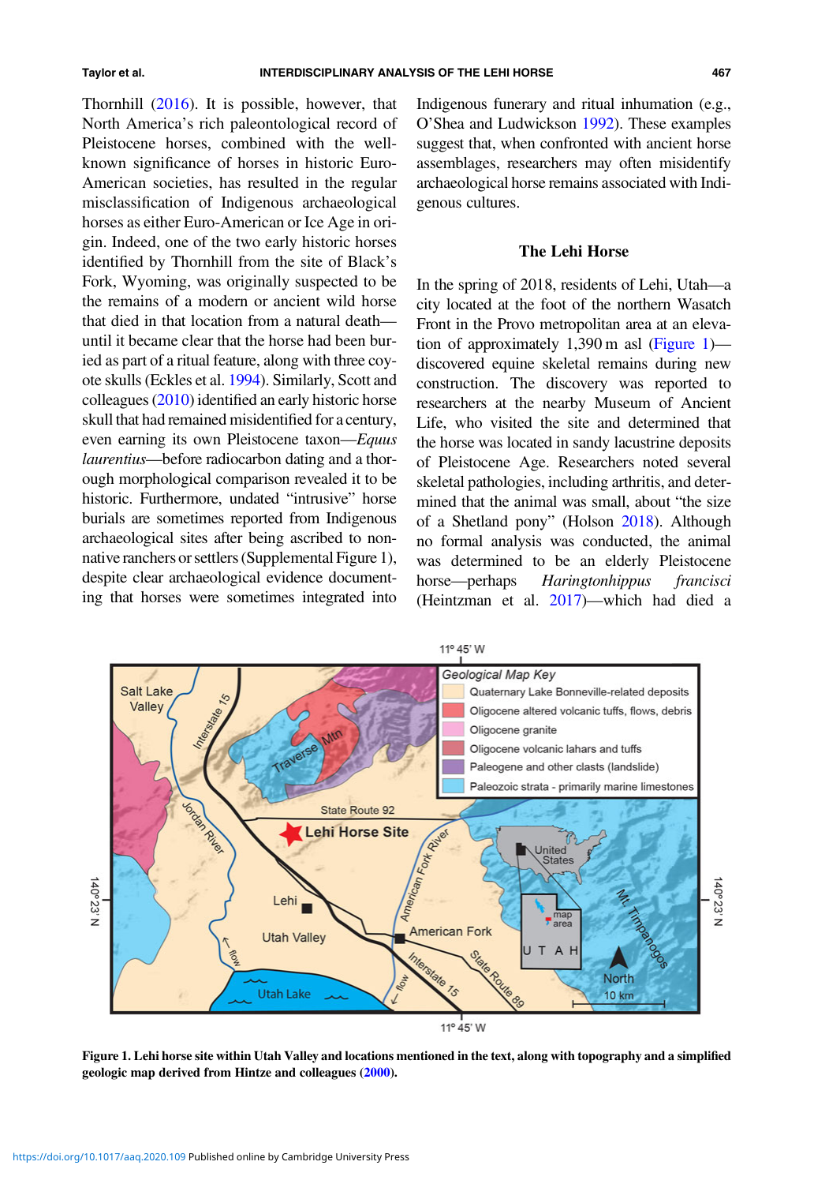Thornhill (2016). It is possible, however, that North America's rich paleontological record of Pleistocene horses, combined with the well-known significance of horses in historic Euro-American societies, has resulted in the regular misclassification of Indigenous archaeological horses as either Euro-American or Ice Age in origin. Indeed, one of the two early historic horses identified by Thornhill from the site of Black's Fork, Wyoming, was originally suspected to be the remains of a modern or ancient wild horse that died in that location from a natural death—until it became clear that the horse had been buried as part of a ritual feature, along with three coyote skulls (Eckles et al. 1994). Similarly, Scott and colleagues (2010) identified an early historic horse skull that had remained misidentified for a century, even earning its own Pleistocene taxon—*Equus laurentius*—before radiocarbon dating and a thorough morphological comparison revealed it to be historic. Furthermore, undated "intrusive" horse burials are sometimes reported from Indigenous archaeological sites after being ascribed to non-native ranchers or settlers (Supplemental Figure 1), despite clear archaeological evidence documenting that horses were sometimes integrated into Indigenous funerary and ritual inhumation (e.g., O'Shea and Ludwickson 1992). These examples suggest that, when confronted with ancient horse assemblages, researchers may often misidentify archaeological horse remains associated with Indigenous cultures.

## The Lehi Horse

In the spring of 2018, residents of Lehi, Utah—a city located at the foot of the northern Wasatch Front in the Provo metropolitan area at an elevation of approximately 1,390 m asl (Figure 1)—discovered equine skeletal remains during new construction. The discovery was reported to researchers at the nearby Museum of Ancient Life, who visited the site and determined that the horse was located in sandy lacustrine deposits of Pleistocene Age. Researchers noted several skeletal pathologies, including arthritis, and determined that the animal was small, about "the size of a Shetland pony" (Holson 2018). Although no formal analysis was conducted, the animal was determined to be an elderly Pleistocene horse—perhaps *Haringtonhippus francisci* (Heintzman et al. 2017)—which had died a

**Figure 1. Lehi horse site within Utah Valley and locations mentioned in the text, along with topography and a simplified geologic map derived from Hintze and colleagues (2000).**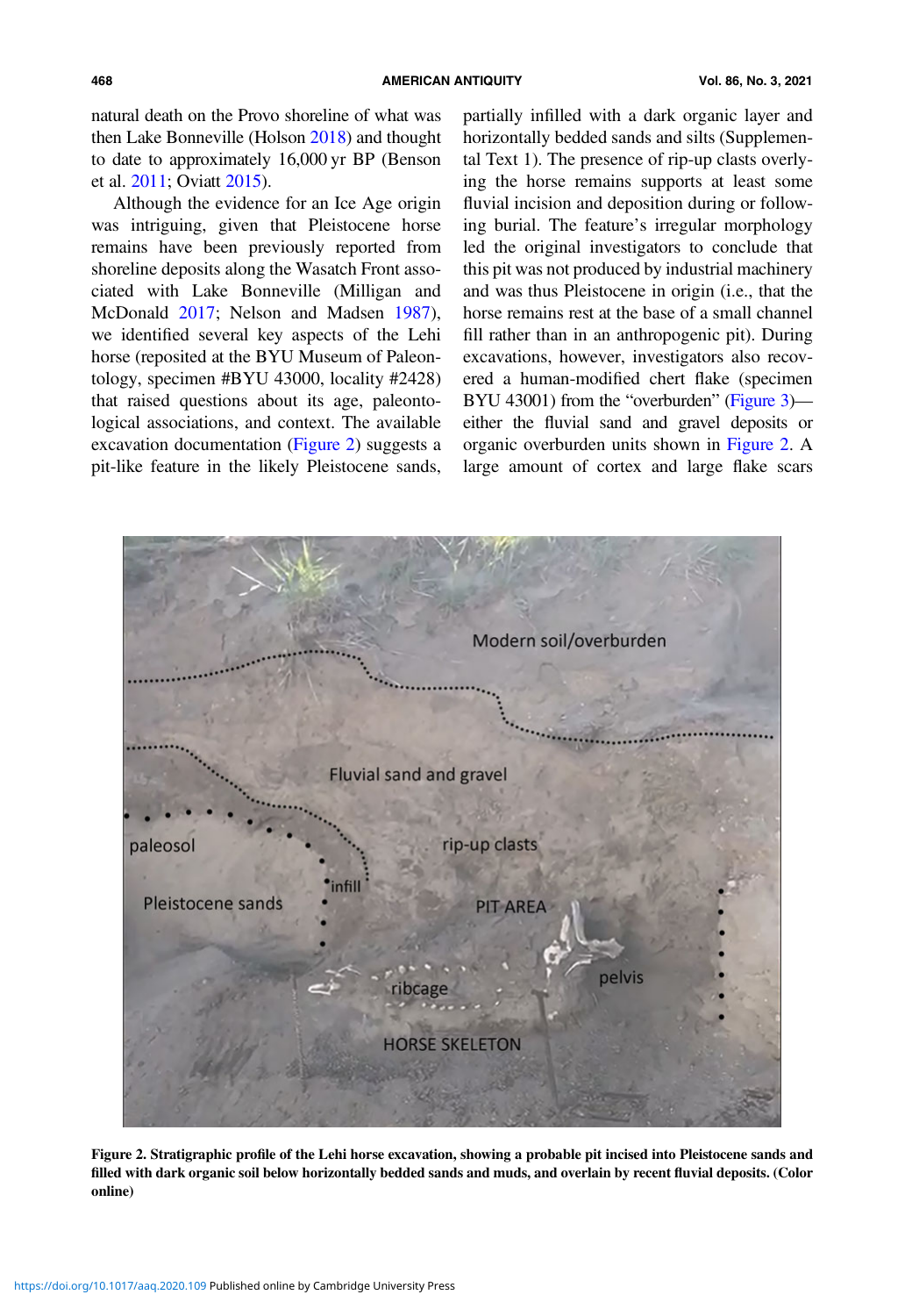natural death on the Provo shoreline of what was then Lake Bonneville (Holson 2018) and thought to date to approximately 16,000 yr BP (Benson et al. 2011; Oviatt 2015).

Although the evidence for an Ice Age origin was intriguing, given that Pleistocene horse remains have been previously reported from shoreline deposits along the Wasatch Front associated with Lake Bonneville (Milligan and McDonald 2017; Nelson and Madsen 1987), we identified several key aspects of the Lehi horse (reposited at the BYU Museum of Paleontology, specimen #BYU 43000, locality #2428) that raised questions about its age, paleontological associations, and context. The available excavation documentation (Figure 2) suggests a pit-like feature in the likely Pleistocene sands, partially infilled with a dark organic layer and horizontally bedded sands and silts (Supplemental Text 1). The presence of rip-up clasts overlying the horse remains supports at least some fluvial incision and deposition during or following burial. The feature's irregular morphology led the original investigators to conclude that this pit was not produced by industrial machinery and was thus Pleistocene in origin (i.e., that the horse remains rest at the base of a small channel fill rather than in an anthropogenic pit). During excavations, however, investigators also recovered a human-modified chert flake (specimen BYU 43001) from the "overburden" (Figure 3)—either the fluvial sand and gravel deposits or organic overburden units shown in Figure 2. A large amount of cortex and large flake scars

**Figure 2. Stratigraphic profile of the Lehi horse excavation, showing a probable pit incised into Pleistocene sands and filled with dark organic soil below horizontally bedded sands and muds, and overlain by recent fluvial deposits. (Color online)**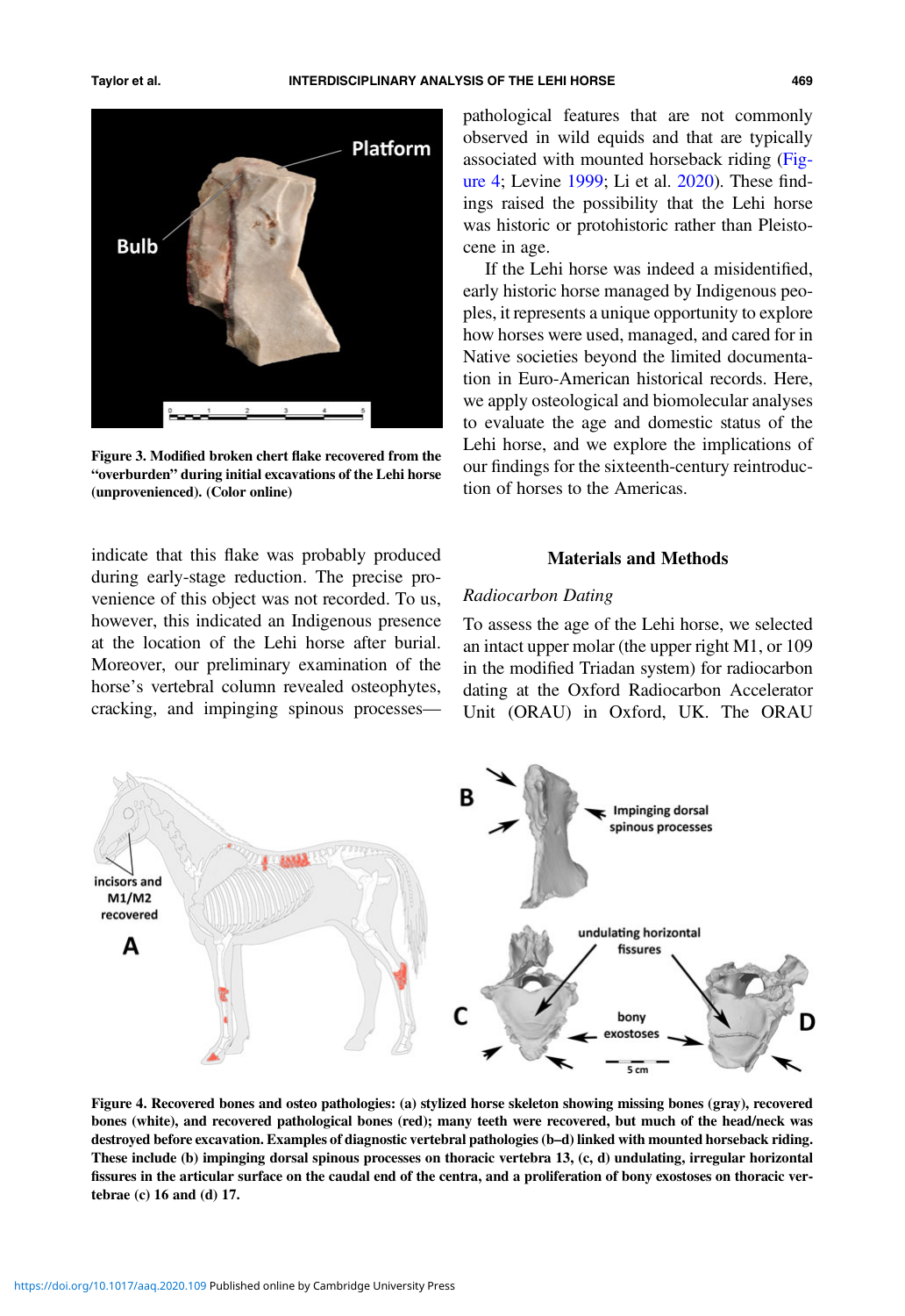Figure 3. Modified broken chert flake recovered from the "overburden" during initial excavations of the Lehi horse (unprovenienced). (Color online)

indicate that this flake was probably produced during early-stage reduction. The precise provenience of this object was not recorded. To us, however, this indicated an Indigenous presence at the location of the Lehi horse after burial. Moreover, our preliminary examination of the horse's vertebral column revealed osteophytes, cracking, and impinging spinous processes—pathological features that are not commonly observed in wild equids and that are typically associated with mounted horseback riding (Figure 4; Levine 1999; Li et al. 2020). These findings raised the possibility that the Lehi horse was historic or protohistoric rather than Pleistocene in age.

If the Lehi horse was indeed a misidentified, early historic horse managed by Indigenous peoples, it represents a unique opportunity to explore how horses were used, managed, and cared for in Native societies beyond the limited documentation in Euro-American historical records. Here, we apply osteological and biomolecular analyses to evaluate the age and domestic status of the Lehi horse, and we explore the implications of our findings for the sixteenth-century reintroduction of horses to the Americas.

## Materials and Methods

### *Radiocarbon Dating*

To assess the age of the Lehi horse, we selected an intact upper molar (the upper right M1, or 109 in the modified Triadan system) for radiocarbon dating at the Oxford Radiocarbon Accelerator Unit (ORAU) in Oxford, UK. The ORAU

**Figure 4. Recovered bones and osteo pathologies: (a) stylized horse skeleton showing missing bones (gray), recovered bones (white), and recovered pathological bones (red); many teeth were recovered, but much of the head/neck was destroyed before excavation. Examples of diagnostic vertebral pathologies (b–d) linked with mounted horseback riding. These include (b) impinging dorsal spinous processes on thoracic vertebra 13, (c, d) undulating, irregular horizontal fissures in the articular surface on the caudal end of the centra, and a proliferation of bony exostoses on thoracic vertebrae (c) 16 and (d) 17.**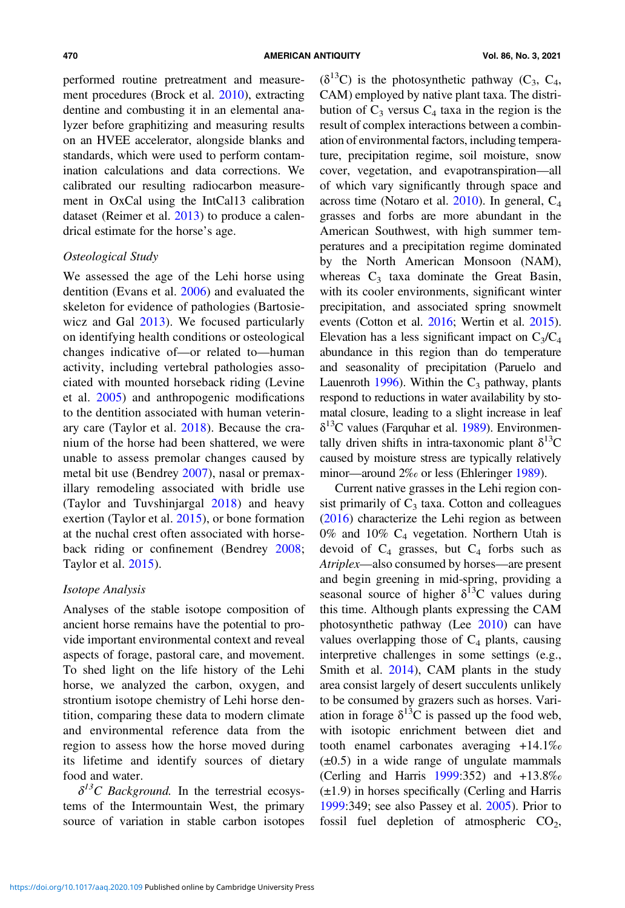performed routine pretreatment and measurement procedures (Brock et al. 2010), extracting dentine and combusting it in an elemental analyzer before graphitizing and measuring results on an HVEE accelerator, alongside blanks and standards, which were used to perform contamination calculations and data corrections. We calibrated our resulting radiocarbon measurement in OxCal using the IntCal13 calibration dataset (Reimer et al. 2013) to produce a calendrical estimate for the horse's age.

### *Osteological Study*

We assessed the age of the Lehi horse using dentition (Evans et al. 2006) and evaluated the skeleton for evidence of pathologies (Bartosiewicz and Gal 2013). We focused particularly on identifying health conditions or osteological changes indicative of—or related to—human activity, including vertebral pathologies associated with mounted horseback riding (Levine et al. 2005) and anthropogenic modifications to the dentition associated with human veterinary care (Taylor et al. 2018). Because the cranium of the horse had been shattered, we were unable to assess premolar changes caused by metal bit use (Bendrey 2007), nasal or premaxillary remodeling associated with bridle use (Taylor and Tuvshinjargal 2018) and heavy exertion (Taylor et al. 2015), or bone formation at the nuchal crest often associated with horseback riding or confinement (Bendrey 2008; Taylor et al. 2015).

### *Isotope Analysis*

Analyses of the stable isotope composition of ancient horse remains have the potential to provide important environmental context and reveal aspects of forage, pastoral care, and movement. To shed light on the life history of the Lehi horse, we analyzed the carbon, oxygen, and strontium isotope chemistry of Lehi horse dentition, comparing these data to modern climate and environmental reference data from the region to assess how the horse moved during its lifetime and identify sources of dietary food and water.

*$\delta^{13}C$ Background.* In the terrestrial ecosystems of the Intermountain West, the primary source of variation in stable carbon isotopes ($\delta^{13}C$) is the photosynthetic pathway ($C_3$, $C_4$, CAM) employed by native plant taxa. The distribution of $C_3$ versus $C_4$ taxa in the region is the result of complex interactions between a combination of environmental factors, including temperature, precipitation regime, soil moisture, snow cover, vegetation, and evapotranspiration—all of which vary significantly through space and across time (Notaro et al. 2010). In general, $C_4$ grasses and forbs are more abundant in the American Southwest, with high summer temperatures and a precipitation regime dominated by the North American Monsoon (NAM), whereas $C_3$ taxa dominate the Great Basin, with its cooler environments, significant winter precipitation, and associated spring snowmelt events (Cotton et al. 2016; Wertin et al. 2015). Elevation has a less significant impact on $C_3$/$C_4$ abundance in this region than do temperature and seasonality of precipitation (Paruelo and Lauenroth 1996). Within the $C_3$ pathway, plants respond to reductions in water availability by stomatal closure, leading to a slight increase in leaf $\delta^{13}C$ values (Farquhar et al. 1989). Environmentally driven shifts in intra-taxonomic plant $\delta^{13}C$ caused by moisture stress are typically relatively minor—around 2‰ or less (Ehleringer 1989).

Current native grasses in the Lehi region consist primarily of $C_3$ taxa. Cotton and colleagues (2016) characterize the Lehi region as between 0% and 10% $C_4$ vegetation. Northern Utah is devoid of $C_4$ grasses, but $C_4$ forbs such as *Atriplex*—also consumed by horses—are present and begin greening in mid-spring, providing a seasonal source of higher $\delta^{13}C$ values during this time. Although plants expressing the CAM photosynthetic pathway (Lee 2010) can have values overlapping those of $C_4$ plants, causing interpretive challenges in some settings (e.g., Smith et al. 2014), CAM plants in the study area consist largely of desert succulents unlikely to be consumed by grazers such as horses. Variation in forage $\delta^{13}C$ is passed up the food web, with isotopic enrichment between diet and tooth enamel carbonates averaging +14.1‰ (±0.5) in a wide range of ungulate mammals (Cerling and Harris 1999:352) and +13.8‰ (±1.9) in horses specifically (Cerling and Harris 1999:349; see also Passey et al. 2005). Prior to fossil fuel depletion of atmospheric $CO_2$,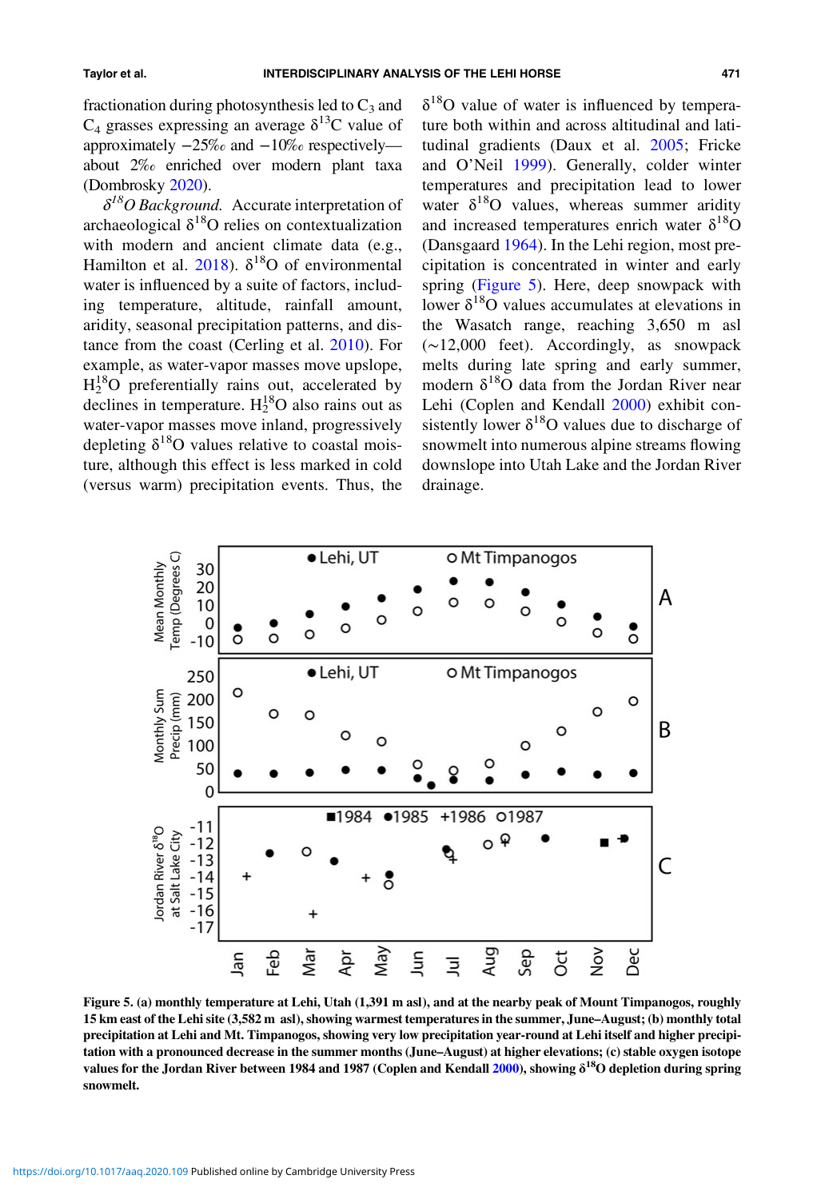fractionation during photosynthesis led to $C_3$ and $C_4$ grasses expressing an average $\delta^{13}C$ value of approximately −25‰ and −10‰ respectively—about 2‰ enriched over modern plant taxa (Dombrosky 2020).

*$\delta^{18}O$ Background.* Accurate interpretation of archaeological $\delta^{18}O$ relies on contextualization with modern and ancient climate data (e.g., Hamilton et al. 2018). $\delta^{18}O$ of environmental water is influenced by a suite of factors, including temperature, altitude, rainfall amount, aridity, seasonal precipitation patterns, and distance from the coast (Cerling et al. 2010). For example, as water-vapor masses move upslope, $H_2^{18}O$ preferentially rains out, accelerated by declines in temperature. $H_2^{18}O$ also rains out as water-vapor masses move inland, progressively depleting $\delta^{18}O$ values relative to coastal moisture, although this effect is less marked in cold (versus warm) precipitation events. Thus, the $\delta^{18}O$ value of water is influenced by temperature both within and across altitudinal and latitudinal gradients (Daux et al. 2005; Fricke and O'Neil 1999). Generally, colder winter temperatures and precipitation lead to lower water $\delta^{18}O$ values, whereas summer aridity and increased temperatures enrich water $\delta^{18}O$ (Dansgaard 1964). In the Lehi region, most precipitation is concentrated in winter and early spring (Figure 5). Here, deep snowpack with lower $\delta^{18}O$ values accumulates at elevations in the Wasatch range, reaching 3,650 m asl (~12,000 feet). Accordingly, as snowpack melts during late spring and early summer, modern $\delta^{18}O$ data from the Jordan River near Lehi (Coplen and Kendall 2000) exhibit consistently lower $\delta^{18}O$ values due to discharge of snowmelt into numerous alpine streams flowing downslope into Utah Lake and the Jordan River drainage.

**Figure 5. (a) monthly temperature at Lehi, Utah (1,391 m asl), and at the nearby peak of Mount Timpanogos, roughly 15 km east of the Lehi site (3,582 m asl), showing warmest temperatures in the summer, June–August; (b) monthly total precipitation at Lehi and Mt. Timpanogos, showing very low precipitation year-round at Lehi itself and higher precipitation with a pronounced decrease in the summer months (June–August) at higher elevations; (c) stable oxygen isotope values for the Jordan River between 1984 and 1987 (Coplen and Kendall 2000), showing $\delta^{18}O$ depletion during spring snowmelt.**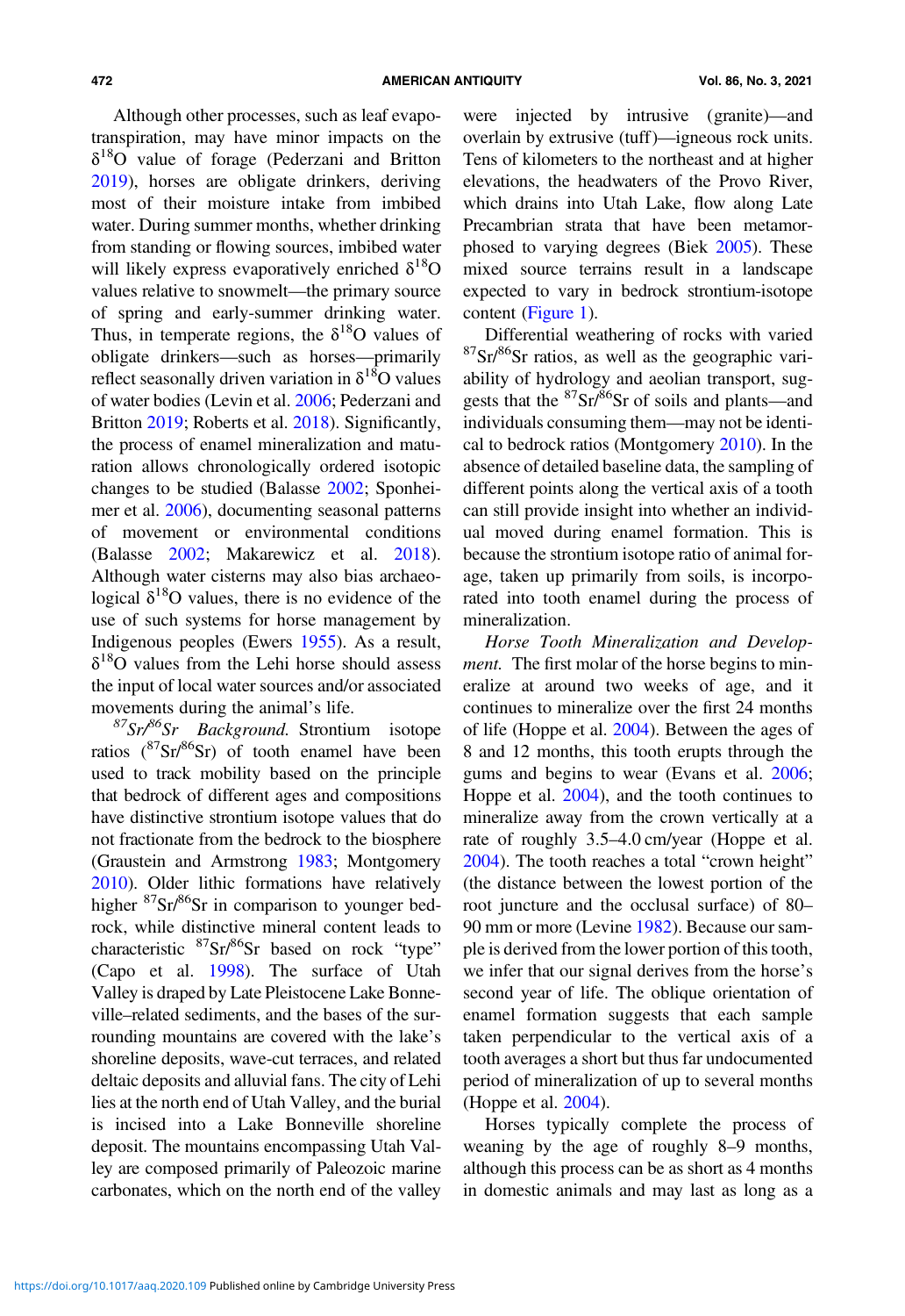Although other processes, such as leaf evapotranspiration, may have minor impacts on the $\delta^{18}O$ value of forage (Pederzani and Britton 2019), horses are obligate drinkers, deriving most of their moisture intake from imbibed water. During summer months, whether drinking from standing or flowing sources, imbibed water will likely express evaporatively enriched $\delta^{18}O$ values relative to snowmelt—the primary source of spring and early-summer drinking water. Thus, in temperate regions, the $\delta^{18}O$ values of obligate drinkers—such as horses—primarily reflect seasonally driven variation in $\delta^{18}O$ values of water bodies (Levin et al. 2006; Pederzani and Britton 2019; Roberts et al. 2018). Significantly, the process of enamel mineralization and maturation allows chronologically ordered isotopic changes to be studied (Balasse 2002; Sponheimer et al. 2006), documenting seasonal patterns of movement or environmental conditions (Balasse 2002; Makarewicz et al. 2018). Although water cisterns may also bias archaeological $\delta^{18}O$ values, there is no evidence of the use of such systems for horse management by Indigenous peoples (Ewers 1955). As a result, $\delta^{18}O$ values from the Lehi horse should assess the input of local water sources and/or associated movements during the animal's life.

*$^{87}Sr/^{86}Sr$ Background.* Strontium isotope ratios ($^{87}Sr/^{86}Sr$) of tooth enamel have been used to track mobility based on the principle that bedrock of different ages and compositions have distinctive strontium isotope values that do not fractionate from the bedrock to the biosphere (Graustein and Armstrong 1983; Montgomery 2010). Older lithic formations have relatively higher $^{87}Sr/^{86}Sr$ in comparison to younger bedrock, while distinctive mineral content leads to characteristic $^{87}Sr/^{86}Sr$ based on rock "type" (Capo et al. 1998). The surface of Utah Valley is draped by Late Pleistocene Lake Bonneville–related sediments, and the bases of the surrounding mountains are covered with the lake's shoreline deposits, wave-cut terraces, and related deltaic deposits and alluvial fans. The city of Lehi lies at the north end of Utah Valley, and the burial is incised into a Lake Bonneville shoreline deposit. The mountains encompassing Utah Valley are composed primarily of Paleozoic marine carbonates, which on the north end of the valley were injected by intrusive (granite)—and overlain by extrusive (tuff)—igneous rock units. Tens of kilometers to the northeast and at higher elevations, the headwaters of the Provo River, which drains into Utah Lake, flow along Late Precambrian strata that have been metamorphosed to varying degrees (Biek 2005). These mixed source terrains result in a landscape expected to vary in bedrock strontium-isotope content (Figure 1).

Differential weathering of rocks with varied $^{87}Sr/^{86}Sr$ ratios, as well as the geographic variability of hydrology and aeolian transport, suggests that the $^{87}Sr/^{86}Sr$ of soils and plants—and individuals consuming them—may not be identical to bedrock ratios (Montgomery 2010). In the absence of detailed baseline data, the sampling of different points along the vertical axis of a tooth can still provide insight into whether an individual moved during enamel formation. This is because the strontium isotope ratio of animal forage, taken up primarily from soils, is incorporated into tooth enamel during the process of mineralization.

*Horse Tooth Mineralization and Development.* The first molar of the horse begins to mineralize at around two weeks of age, and it continues to mineralize over the first 24 months of life (Hoppe et al. 2004). Between the ages of 8 and 12 months, this tooth erupts through the gums and begins to wear (Evans et al. 2006; Hoppe et al. 2004), and the tooth continues to mineralize away from the crown vertically at a rate of roughly 3.5–4.0 cm/year (Hoppe et al. 2004). The tooth reaches a total "crown height" (the distance between the lowest portion of the root juncture and the occlusal surface) of 80–90 mm or more (Levine 1982). Because our sample is derived from the lower portion of this tooth, we infer that our signal derives from the horse's second year of life. The oblique orientation of enamel formation suggests that each sample taken perpendicular to the vertical axis of a tooth averages a short but thus far undocumented period of mineralization of up to several months (Hoppe et al. 2004).

Horses typically complete the process of weaning by the age of roughly 8–9 months, although this process can be as short as 4 months in domestic animals and may last as long as a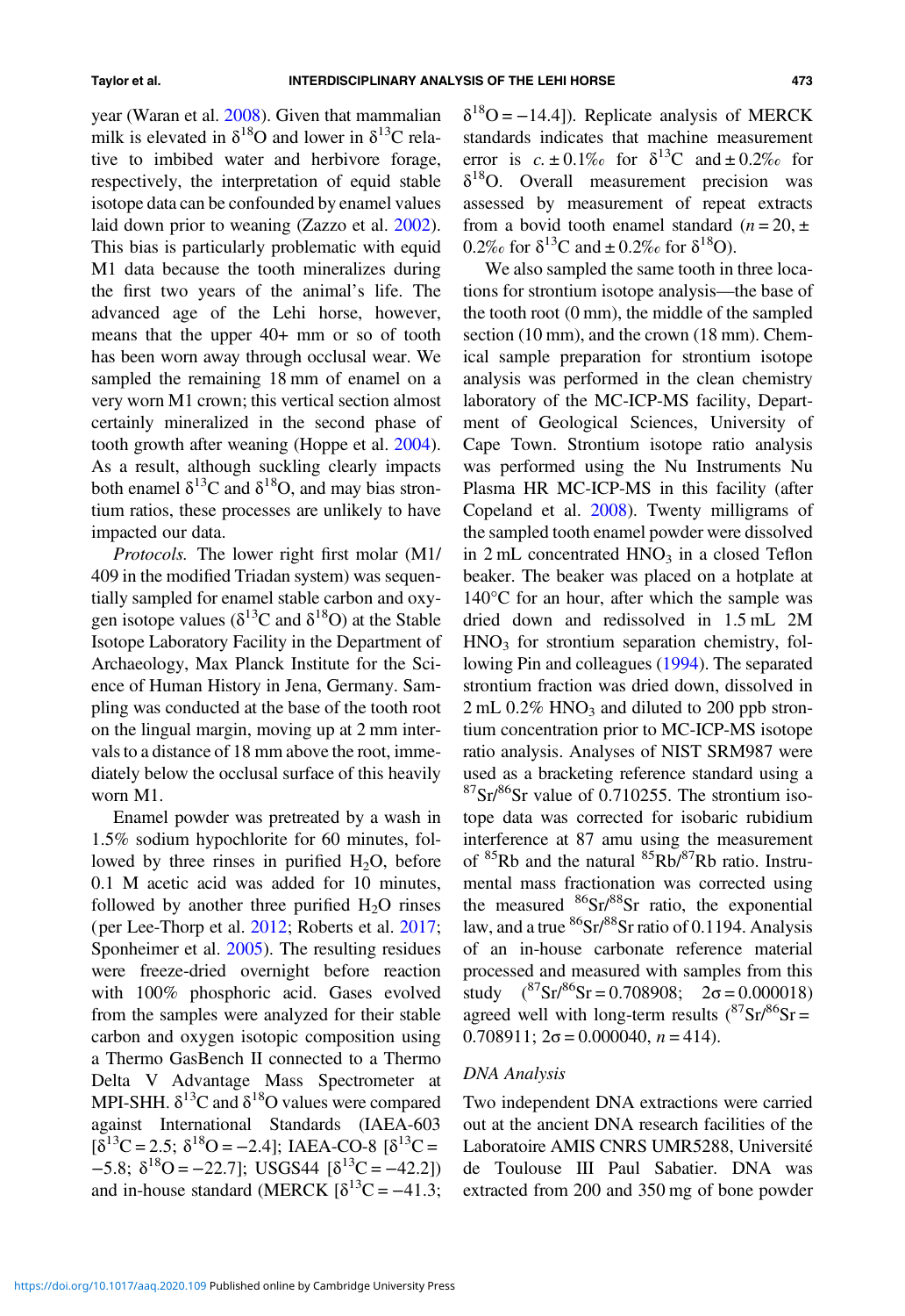year (Waran et al. 2008). Given that mammalian milk is elevated in $\delta^{18}O$ and lower in $\delta^{13}C$ relative to imbibed water and herbivore forage, respectively, the interpretation of equid stable isotope data can be confounded by enamel values laid down prior to weaning (Zazzo et al. 2002). This bias is particularly problematic with equid M1 data because the tooth mineralizes during the first two years of the animal's life. The advanced age of the Lehi horse, however, means that the upper 40+ mm or so of tooth has been worn away through occlusal wear. We sampled the remaining 18 mm of enamel on a very worn M1 crown; this vertical section almost certainly mineralized in the second phase of tooth growth after weaning (Hoppe et al. 2004). As a result, although suckling clearly impacts both enamel $\delta^{13}C$ and $\delta^{18}O$, and may bias strontium ratios, these processes are unlikely to have impacted our data.

*Protocols.* The lower right first molar (M1/409 in the modified Triadan system) was sequentially sampled for enamel stable carbon and oxygen isotope values ($\delta^{13}C$ and $\delta^{18}O$) at the Stable Isotope Laboratory Facility in the Department of Archaeology, Max Planck Institute for the Science of Human History in Jena, Germany. Sampling was conducted at the base of the tooth root on the lingual margin, moving up at 2 mm intervals to a distance of 18 mm above the root, immediately below the occlusal surface of this heavily worn M1.

Enamel powder was pretreated by a wash in 1.5% sodium hypochlorite for 60 minutes, followed by three rinses in purified $H_2O$, before 0.1 M acetic acid was added for 10 minutes, followed by another three purified $H_2O$ rinses (per Lee-Thorp et al. 2012; Roberts et al. 2017; Sponheimer et al. 2005). The resulting residues were freeze-dried overnight before reaction with 100% phosphoric acid. Gases evolved from the samples were analyzed for their stable carbon and oxygen isotopic composition using a Thermo GasBench II connected to a Thermo Delta V Advantage Mass Spectrometer at MPI-SHH. $\delta^{13}C$ and $\delta^{18}O$ values were compared against International Standards (IAEA-603 [$\delta^{13}C = 2.5$; $\delta^{18}O = -2.4$]; IAEA-CO-8 [$\delta^{13}C = -5.8$; $\delta^{18}O = -22.7$]; USGS44 [$\delta^{13}C = -42.2$]) and in-house standard (MERCK [$\delta^{13}C = -41.3$; $\delta^{18}O = -14.4$]). Replicate analysis of MERCK standards indicates that machine measurement error is *c.* ± 0.1‰ for $\delta^{13}C$ and ± 0.2‰ for $\delta^{18}O$. Overall measurement precision was assessed by measurement of repeat extracts from a bovid tooth enamel standard ($n = 20$, ± 0.2‰ for $\delta^{13}C$ and ± 0.2‰ for $\delta^{18}O$).

We also sampled the same tooth in three locations for strontium isotope analysis—the base of the tooth root (0 mm), the middle of the sampled section (10 mm), and the crown (18 mm). Chemical sample preparation for strontium isotope analysis was performed in the clean chemistry laboratory of the MC-ICP-MS facility, Department of Geological Sciences, University of Cape Town. Strontium isotope ratio analysis was performed using the Nu Instruments Nu Plasma HR MC-ICP-MS in this facility (after Copeland et al. 2008). Twenty milligrams of the sampled tooth enamel powder were dissolved in 2 mL concentrated $HNO_3$ in a closed Teflon beaker. The beaker was placed on a hotplate at 140°C for an hour, after which the sample was dried down and redissolved in 1.5 mL 2M $HNO_3$ for strontium separation chemistry, following Pin and colleagues (1994). The separated strontium fraction was dried down, dissolved in 2 mL 0.2% $HNO_3$ and diluted to 200 ppb strontium concentration prior to MC-ICP-MS isotope ratio analysis. Analyses of NIST SRM987 were used as a bracketing reference standard using a $^{87}Sr/^{86}Sr$ value of 0.710255. The strontium isotope data was corrected for isobaric rubidium interference at 87 amu using the measurement of $^{85}Rb$ and the natural $^{85}Rb/^{87}Rb$ ratio. Instrumental mass fractionation was corrected using the measured $^{86}Sr/^{88}Sr$ ratio, the exponential law, and a true $^{86}Sr/^{88}Sr$ ratio of 0.1194. Analysis of an in-house carbonate reference material processed and measured with samples from this study ($^{87}Sr/^{86}Sr = 0.708908$; $2\sigma = 0.000018$) agreed well with long-term results ($^{87}Sr/^{86}Sr = 0.708911$; $2\sigma = 0.000040$, $n = 414$).

### DNA Analysis

Two independent DNA extractions were carried out at the ancient DNA research facilities of the Laboratoire AMIS CNRS UMR5288, Université de Toulouse III Paul Sabatier. DNA was extracted from 200 and 350 mg of bone powder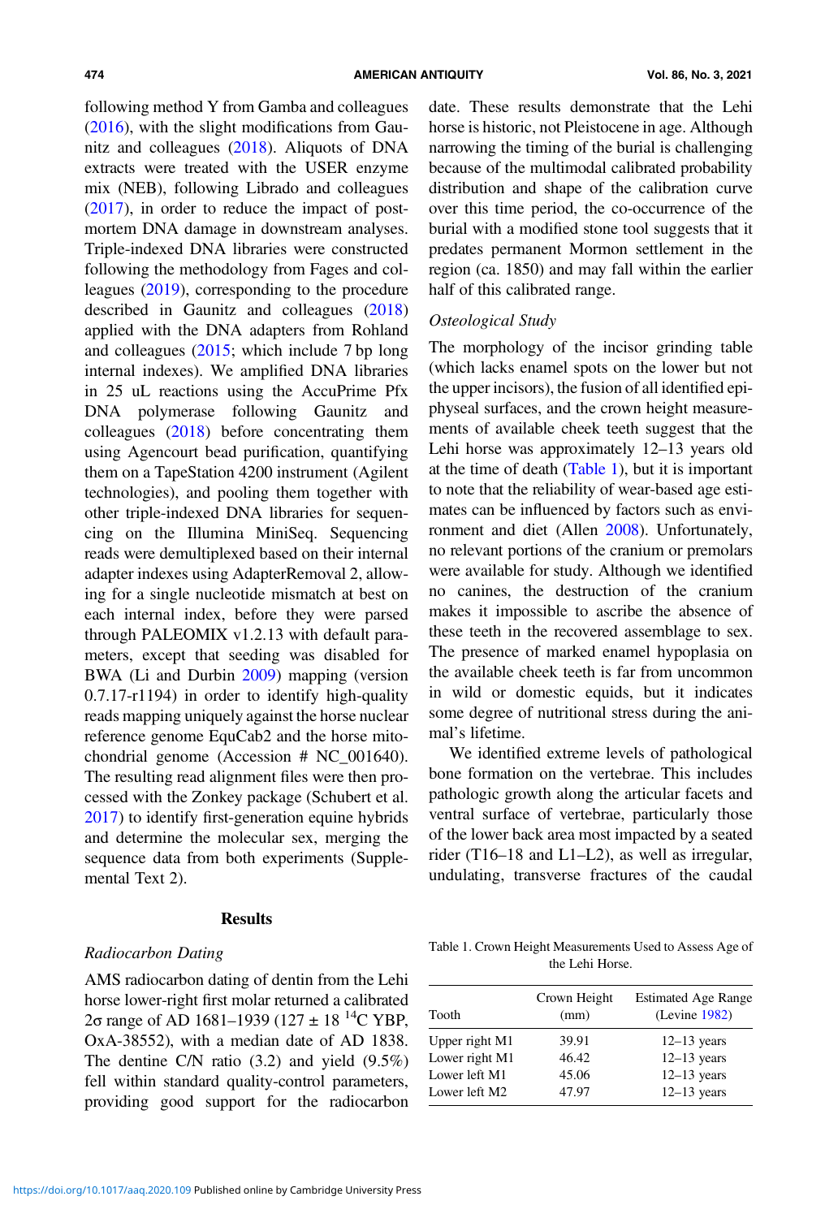following method Y from Gamba and colleagues (2016), with the slight modifications from Gaunitz and colleagues (2018). Aliquots of DNA extracts were treated with the USER enzyme mix (NEB), following Librado and colleagues (2017), in order to reduce the impact of postmortem DNA damage in downstream analyses. Triple-indexed DNA libraries were constructed following the methodology from Fages and colleagues (2019), corresponding to the procedure described in Gaunitz and colleagues (2018) applied with the DNA adapters from Rohland and colleagues (2015; which include 7 bp long internal indexes). We amplified DNA libraries in 25 uL reactions using the AccuPrime Pfx DNA polymerase following Gaunitz and colleagues (2018) before concentrating them using Agencourt bead purification, quantifying them on a TapeStation 4200 instrument (Agilent technologies), and pooling them together with other triple-indexed DNA libraries for sequencing on the Illumina MiniSeq. Sequencing reads were demultiplexed based on their internal adapter indexes using AdapterRemoval 2, allowing for a single nucleotide mismatch at best on each internal index, before they were parsed through PALEOMIX v1.2.13 with default parameters, except that seeding was disabled for BWA (Li and Durbin 2009) mapping (version 0.7.17-r1194) in order to identify high-quality reads mapping uniquely against the horse nuclear reference genome EquCab2 and the horse mitochondrial genome (Accession # NC_001640). The resulting read alignment files were then processed with the Zonkey package (Schubert et al. 2017) to identify first-generation equine hybrids and determine the molecular sex, merging the sequence data from both experiments (Supplemental Text 2).

## Results

### Radiocarbon Dating

AMS radiocarbon dating of dentin from the Lehi horse lower-right first molar returned a calibrated 2σ range of AD 1681–1939 (127 ± 18 $^{14}$C YBP, OxA-38552), with a median date of AD 1838. The dentine C/N ratio (3.2) and yield (9.5%) fell within standard quality-control parameters, providing good support for the radiocarbon date. These results demonstrate that the Lehi horse is historic, not Pleistocene in age. Although narrowing the timing of the burial is challenging because of the multimodal calibrated probability distribution and shape of the calibration curve over this time period, the co-occurrence of the burial with a modified stone tool suggests that it predates permanent Mormon settlement in the region (ca. 1850) and may fall within the earlier half of this calibrated range.

### Osteological Study

The morphology of the incisor grinding table (which lacks enamel spots on the lower but not the upper incisors), the fusion of all identified epiphyseal surfaces, and the crown height measurements of available cheek teeth suggest that the Lehi horse was approximately 12–13 years old at the time of death (Table 1), but it is important to note that the reliability of wear-based age estimates can be influenced by factors such as environment and diet (Allen 2008). Unfortunately, no relevant portions of the cranium or premolars were available for study. Although we identified no canines, the destruction of the cranium makes it impossible to ascribe the absence of these teeth in the recovered assemblage to sex. The presence of marked enamel hypoplasia on the available cheek teeth is far from uncommon in wild or domestic equids, but it indicates some degree of nutritional stress during the animal's lifetime.

We identified extreme levels of pathological bone formation on the vertebrae. This includes pathologic growth along the articular facets and ventral surface of vertebrae, particularly those of the lower back area most impacted by a seated rider (T16–18 and L1–L2), as well as irregular, undulating, transverse fractures of the caudal

Table 1. Crown Height Measurements Used to Assess Age of the Lehi Horse.

| Tooth | Crown Height (mm) | Estimated Age Range (Levine 1982) |
|---|---|---|
| Upper right M1 | 39.91 | 12–13 years |
| Lower right M1 | 46.42 | 12–13 years |
| Lower left M1 | 45.06 | 12–13 years |
| Lower left M2 | 47.97 | 12–13 years |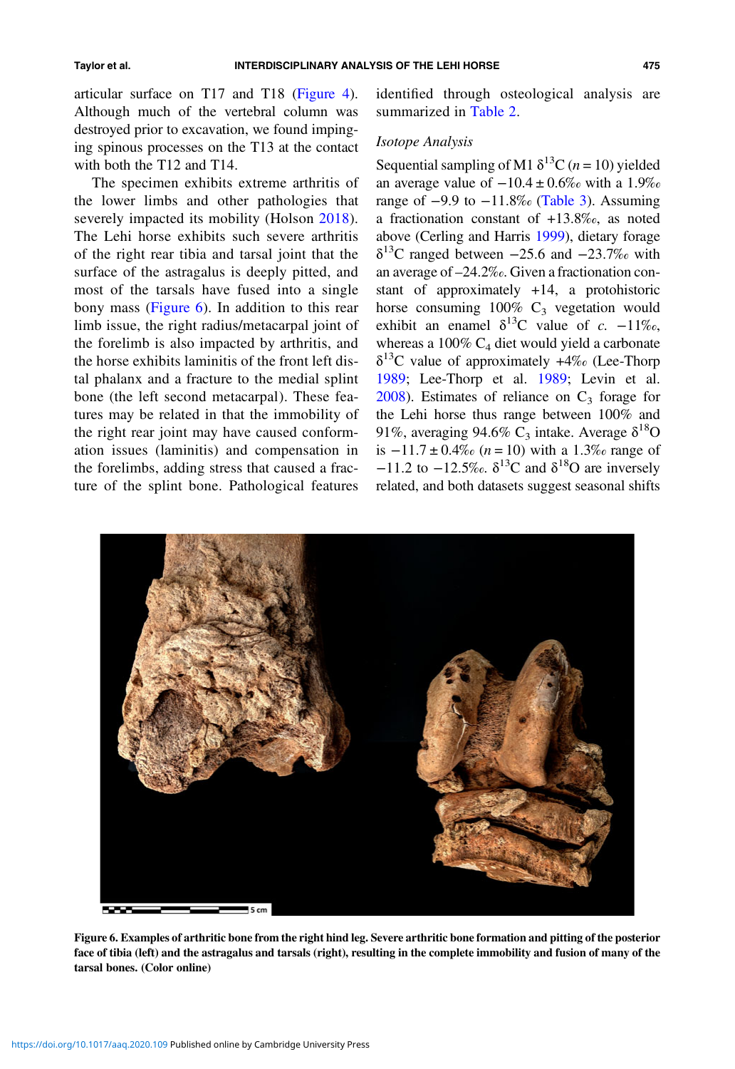articular surface on T17 and T18 (Figure 4). Although much of the vertebral column was destroyed prior to excavation, we found impinging spinous processes on the T13 at the contact with both the T12 and T14.

The specimen exhibits extreme arthritis of the lower limbs and other pathologies that severely impacted its mobility (Holson 2018). The Lehi horse exhibits such severe arthritis of the right rear tibia and tarsal joint that the surface of the astragalus is deeply pitted, and most of the tarsals have fused into a single bony mass (Figure 6). In addition to this rear limb issue, the right radius/metacarpal joint of the forelimb is also impacted by arthritis, and the horse exhibits laminitis of the front left distal phalanx and a fracture to the medial splint bone (the left second metacarpal). These features may be related in that the immobility of the right rear joint may have caused conformation issues (laminitis) and compensation in the forelimbs, adding stress that caused a fracture of the splint bone. Pathological features identified through osteological analysis are summarized in Table 2.

*Isotope Analysis*

Sequential sampling of M1 $\delta^{13}C$ ($n = 10$) yielded an average value of $-10.4 \pm 0.6‰$ with a 1.9‰ range of $-9.9$ to $-11.8‰$ (Table 3). Assuming a fractionation constant of $+13.8‰$, as noted above (Cerling and Harris 1999), dietary forage $\delta^{13}C$ ranged between $-25.6$ and $-23.7‰$ with an average of $-24.2‰$. Given a fractionation constant of approximately $+14$, a protohistoric horse consuming 100% $C_3$ vegetation would exhibit an enamel $\delta^{13}C$ value of *c.* $-11‰$, whereas a 100% $C_4$ diet would yield a carbonate $\delta^{13}C$ value of approximately $+4‰$ (Lee-Thorp 1989; Lee-Thorp et al. 1989; Levin et al. 2008). Estimates of reliance on $C_3$ forage for the Lehi horse thus range between 100% and 91%, averaging 94.6% $C_3$ intake. Average $\delta^{18}O$ is $-11.7 \pm 0.4‰$ ($n = 10$) with a 1.3‰ range of $-11.2$ to $-12.5‰$. $\delta^{13}C$ and $\delta^{18}O$ are inversely related, and both datasets suggest seasonal shifts

**Figure 6. Examples of arthritic bone from the right hind leg. Severe arthritic bone formation and pitting of the posterior face of tibia (left) and the astragalus and tarsals (right), resulting in the complete immobility and fusion of many of the tarsal bones. (Color online)**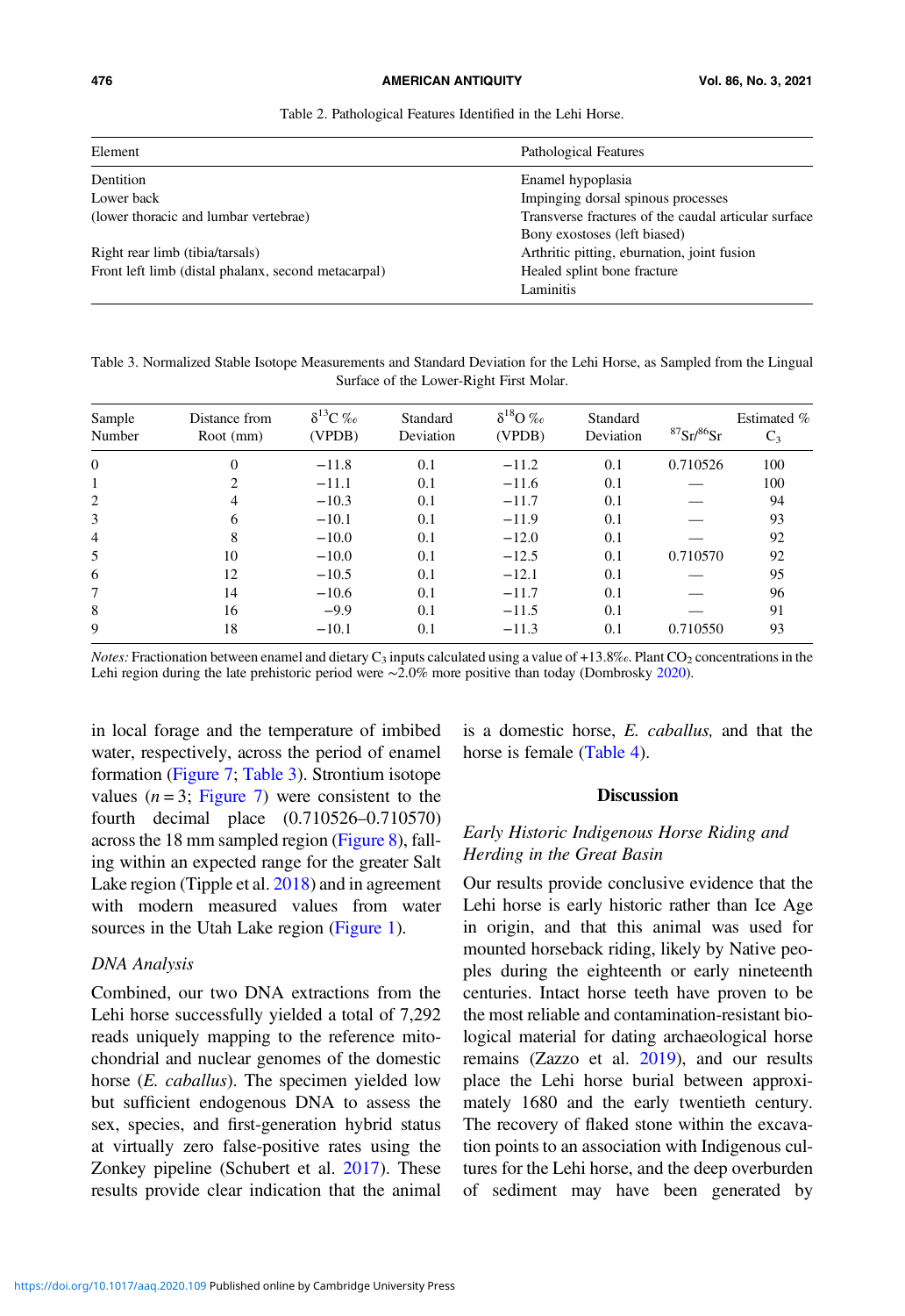Table 2. Pathological Features Identified in the Lehi Horse.

| Element | Pathological Features |
|---|---|
| Dentition | Enamel hypoplasia |
| Lower back | Impinging dorsal spinous processes |
| (lower thoracic and lumbar vertebrae) | Transverse fractures of the caudal articular surface |
| | Bony exostoses (left biased) |
| Right rear limb (tibia/tarsals) | Arthritic pitting, eburnation, joint fusion |
| Front left limb (distal phalanx, second metacarpal) | Healed splint bone fracture |
| | Laminitis |

Table 3. Normalized Stable Isotope Measurements and Standard Deviation for the Lehi Horse, as Sampled from the Lingual Surface of the Lower-Right First Molar.

| Sample Number | Distance from Root (mm) | $\delta^{13}C$ ‰ (VPDB) | Standard Deviation | $\delta^{18}O$ ‰ (VPDB) | Standard Deviation | $^{87}Sr/^{86}Sr$ | Estimated % $C_3$ |
|---|---|---|---|---|---|---|---|
| 0 | 0 | −11.8 | 0.1 | −11.2 | 0.1 | 0.710526 | 100 |
| 1 | 2 | −11.1 | 0.1 | −11.6 | 0.1 | — | 100 |
| 2 | 4 | −10.3 | 0.1 | −11.7 | 0.1 | — | 94 |
| 3 | 6 | −10.1 | 0.1 | −11.9 | 0.1 | — | 93 |
| 4 | 8 | −10.0 | 0.1 | −12.0 | 0.1 | — | 92 |
| 5 | 10 | −10.0 | 0.1 | −12.5 | 0.1 | 0.710570 | 92 |
| 6 | 12 | −10.5 | 0.1 | −12.1 | 0.1 | — | 95 |
| 7 | 14 | −10.6 | 0.1 | −11.7 | 0.1 | — | 96 |
| 8 | 16 | −9.9 | 0.1 | −11.5 | 0.1 | — | 91 |
| 9 | 18 | −10.1 | 0.1 | −11.3 | 0.1 | 0.710550 | 93 |

*Notes:* Fractionation between enamel and dietary $C_3$ inputs calculated using a value of +13.8‰. Plant $CO_2$ concentrations in the Lehi region during the late prehistoric period were ~2.0% more positive than today (Dombrosky 2020).

in local forage and the temperature of imbibed water, respectively, across the period of enamel formation (Figure 7; Table 3). Strontium isotope values ($n = 3$; Figure 7) were consistent to the fourth decimal place (0.710526–0.710570) across the 18 mm sampled region (Figure 8), falling within an expected range for the greater Salt Lake region (Tipple et al. 2018) and in agreement with modern measured values from water sources in the Utah Lake region (Figure 1).

### DNA Analysis

Combined, our two DNA extractions from the Lehi horse successfully yielded a total of 7,292 reads uniquely mapping to the reference mitochondrial and nuclear genomes of the domestic horse (*E. caballus*). The specimen yielded low but sufficient endogenous DNA to assess the sex, species, and first-generation hybrid status at virtually zero false-positive rates using the Zonkey pipeline (Schubert et al. 2017). These results provide clear indication that the animal is a domestic horse, *E. caballus,* and that the horse is female (Table 4).

## Discussion

### Early Historic Indigenous Horse Riding and Herding in the Great Basin

Our results provide conclusive evidence that the Lehi horse is early historic rather than Ice Age in origin, and that this animal was used for mounted horseback riding, likely by Native peoples during the eighteenth or early nineteenth centuries. Intact horse teeth have proven to be the most reliable and contamination-resistant biological material for dating archaeological horse remains (Zazzo et al. 2019), and our results place the Lehi horse burial between approximately 1680 and the early twentieth century. The recovery of flaked stone within the excavation points to an association with Indigenous cultures for the Lehi horse, and the deep overburden of sediment may have been generated by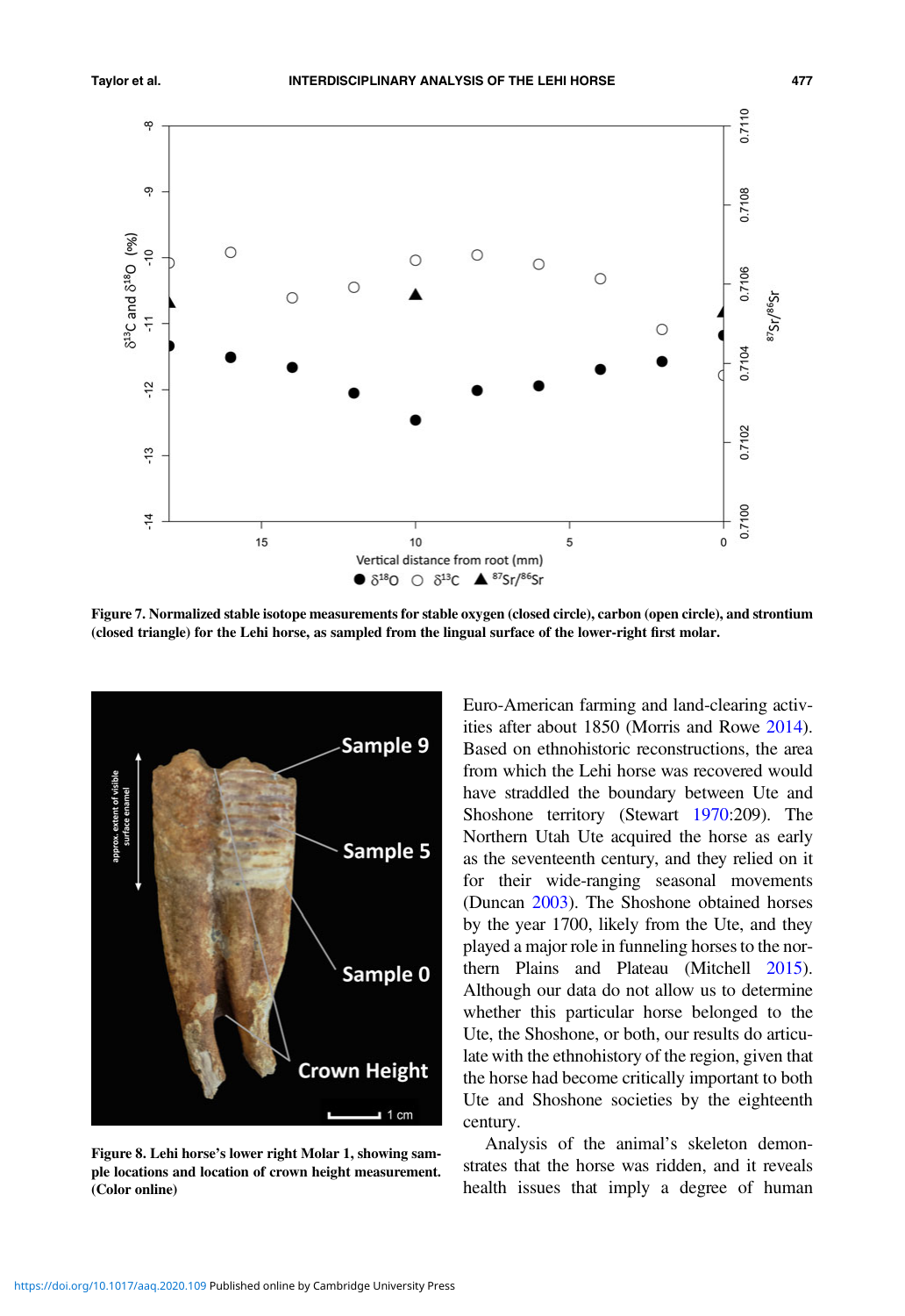Figure 7. Normalized stable isotope measurements for stable oxygen (closed circle), carbon (open circle), and strontium (closed triangle) for the Lehi horse, as sampled from the lingual surface of the lower-right first molar.

Figure 8. Lehi horse's lower right Molar 1, showing sample locations and location of crown height measurement. (Color online)

Euro-American farming and land-clearing activities after about 1850 (Morris and Rowe 2014). Based on ethnohistoric reconstructions, the area from which the Lehi horse was recovered would have straddled the boundary between Ute and Shoshone territory (Stewart 1970:209). The Northern Utah Ute acquired the horse as early as the seventeenth century, and they relied on it for their wide-ranging seasonal movements (Duncan 2003). The Shoshone obtained horses by the year 1700, likely from the Ute, and they played a major role in funneling horses to the northern Plains and Plateau (Mitchell 2015). Although our data do not allow us to determine whether this particular horse belonged to the Ute, the Shoshone, or both, our results do articulate with the ethnohistory of the region, given that the horse had become critically important to both Ute and Shoshone societies by the eighteenth century.

Analysis of the animal's skeleton demonstrates that the horse was ridden, and it reveals health issues that imply a degree of human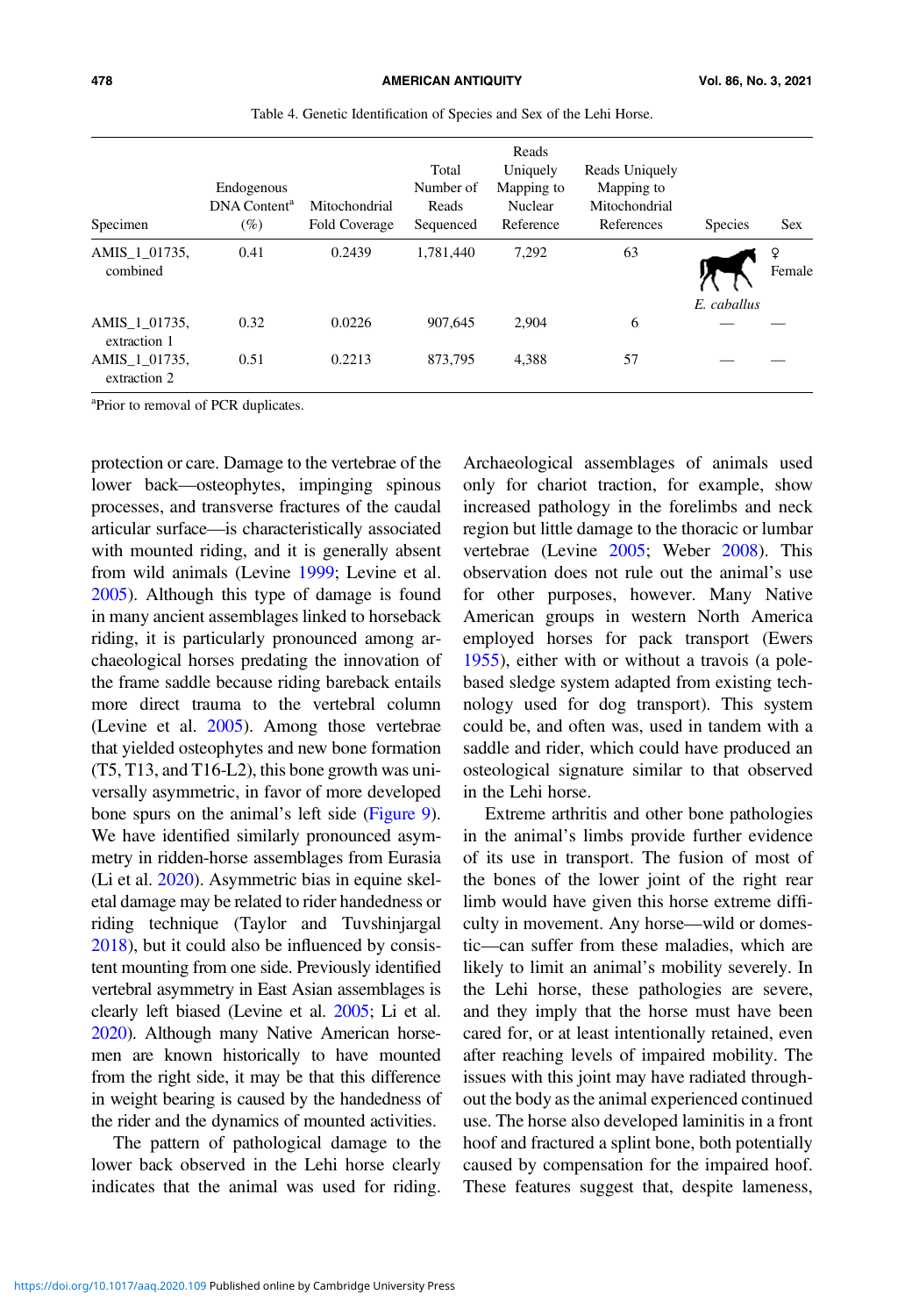Table 4. Genetic Identification of Species and Sex of the Lehi Horse.

| Specimen | Endogenous DNA Content[a] (%) | Mitochondrial Fold Coverage | Total Number of Reads Sequenced | Reads Uniquely Mapping to Nuclear Reference | Reads Uniquely Mapping to Mitochondrial References | Species | Sex |
|---|---|---|---|---|---|---|---|
| AMIS_1_01735, combined | 0.41 | 0.2439 | 1,781,440 | 7,292 | 63 | *E. caballus* | ♀ Female |
| AMIS_1_01735, extraction 1 | 0.32 | 0.0226 | 907,645 | 2,904 | 6 | — | — |
| AMIS_1_01735, extraction 2 | 0.51 | 0.2213 | 873,795 | 4,388 | 57 | — | — |

[a]Prior to removal of PCR duplicates.

protection or care. Damage to the vertebrae of the lower back—osteophytes, impinging spinous processes, and transverse fractures of the caudal articular surface—is characteristically associated with mounted riding, and it is generally absent from wild animals (Levine 1999; Levine et al. 2005). Although this type of damage is found in many ancient assemblages linked to horseback riding, it is particularly pronounced among archaeological horses predating the innovation of the frame saddle because riding bareback entails more direct trauma to the vertebral column (Levine et al. 2005). Among those vertebrae that yielded osteophytes and new bone formation (T5, T13, and T16-L2), this bone growth was universally asymmetric, in favor of more developed bone spurs on the animal's left side (Figure 9). We have identified similarly pronounced asymmetry in ridden-horse assemblages from Eurasia (Li et al. 2020). Asymmetric bias in equine skeletal damage may be related to rider handedness or riding technique (Taylor and Tuvshinjargal 2018), but it could also be influenced by consistent mounting from one side. Previously identified vertebral asymmetry in East Asian assemblages is clearly left biased (Levine et al. 2005; Li et al. 2020). Although many Native American horsemen are known historically to have mounted from the right side, it may be that this difference in weight bearing is caused by the handedness of the rider and the dynamics of mounted activities.

The pattern of pathological damage to the lower back observed in the Lehi horse clearly indicates that the animal was used for riding. Archaeological assemblages of animals used only for chariot traction, for example, show increased pathology in the forelimbs and neck region but little damage to the thoracic or lumbar vertebrae (Levine 2005; Weber 2008). This observation does not rule out the animal's use for other purposes, however. Many Native American groups in western North America employed horses for pack transport (Ewers 1955), either with or without a travois (a pole-based sledge system adapted from existing technology used for dog transport). This system could be, and often was, used in tandem with a saddle and rider, which could have produced an osteological signature similar to that observed in the Lehi horse.

Extreme arthritis and other bone pathologies in the animal's limbs provide further evidence of its use in transport. The fusion of most of the bones of the lower joint of the right rear limb would have given this horse extreme difficulty in movement. Any horse—wild or domestic—can suffer from these maladies, which are likely to limit an animal's mobility severely. In the Lehi horse, these pathologies are severe, and they imply that the horse must have been cared for, or at least intentionally retained, even after reaching levels of impaired mobility. The issues with this joint may have radiated throughout the body as the animal experienced continued use. The horse also developed laminitis in a front hoof and fractured a splint bone, both potentially caused by compensation for the impaired hoof. These features suggest that, despite lameness,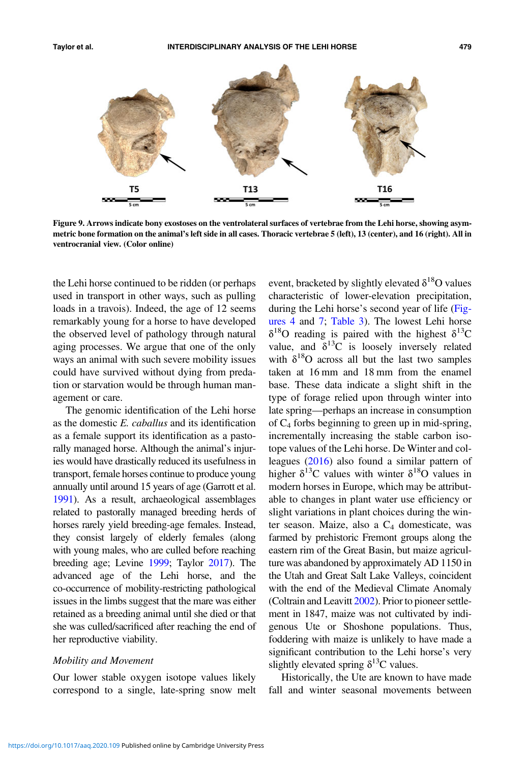Figure 9. Arrows indicate bony exostoses on the ventrolateral surfaces of vertebrae from the Lehi horse, showing asymmetric bone formation on the animal's left side in all cases. Thoracic vertebrae 5 (left), 13 (center), and 16 (right). All in ventrocranial view. (Color online)

the Lehi horse continued to be ridden (or perhaps used in transport in other ways, such as pulling loads in a travois). Indeed, the age of 12 seems remarkably young for a horse to have developed the observed level of pathology through natural aging processes. We argue that one of the only ways an animal with such severe mobility issues could have survived without dying from predation or starvation would be through human management or care.

The genomic identification of the Lehi horse as the domestic *E. caballus* and its identification as a female support its identification as a pastorally managed horse. Although the animal's injuries would have drastically reduced its usefulness in transport, female horses continue to produce young annually until around 15 years of age (Garrott et al. 1991). As a result, archaeological assemblages related to pastorally managed breeding herds of horses rarely yield breeding-age females. Instead, they consist largely of elderly females (along with young males, who are culled before reaching breeding age; Levine 1999; Taylor 2017). The advanced age of the Lehi horse, and the co-occurrence of mobility-restricting pathological issues in the limbs suggest that the mare was either retained as a breeding animal until she died or that she was culled/sacrificed after reaching the end of her reproductive viability.

*Mobility and Movement*

Our lower stable oxygen isotope values likely correspond to a single, late-spring snow melt event, bracketed by slightly elevated $\delta^{18}O$ values characteristic of lower-elevation precipitation, during the Lehi horse's second year of life (Figures 4 and 7; Table 3). The lowest Lehi horse $\delta^{18}O$ reading is paired with the highest $\delta^{13}C$ value, and $\delta^{13}C$ is loosely inversely related with $\delta^{18}O$ across all but the last two samples taken at 16 mm and 18 mm from the enamel base. These data indicate a slight shift in the type of forage relied upon through winter into late spring—perhaps an increase in consumption of $C_4$ forbs beginning to green up in mid-spring, incrementally increasing the stable carbon isotope values of the Lehi horse. De Winter and colleagues (2016) also found a similar pattern of higher $\delta^{13}C$ values with winter $\delta^{18}O$ values in modern horses in Europe, which may be attributable to changes in plant water use efficiency or slight variations in plant choices during the winter season. Maize, also a $C_4$ domesticate, was farmed by prehistoric Fremont groups along the eastern rim of the Great Basin, but maize agriculture was abandoned by approximately AD 1150 in the Utah and Great Salt Lake Valleys, coincident with the end of the Medieval Climate Anomaly (Coltrain and Leavitt 2002). Prior to pioneer settlement in 1847, maize was not cultivated by indigenous Ute or Shoshone populations. Thus, foddering with maize is unlikely to have made a significant contribution to the Lehi horse's very slightly elevated spring $\delta^{13}C$ values.

Historically, the Ute are known to have made fall and winter seasonal movements between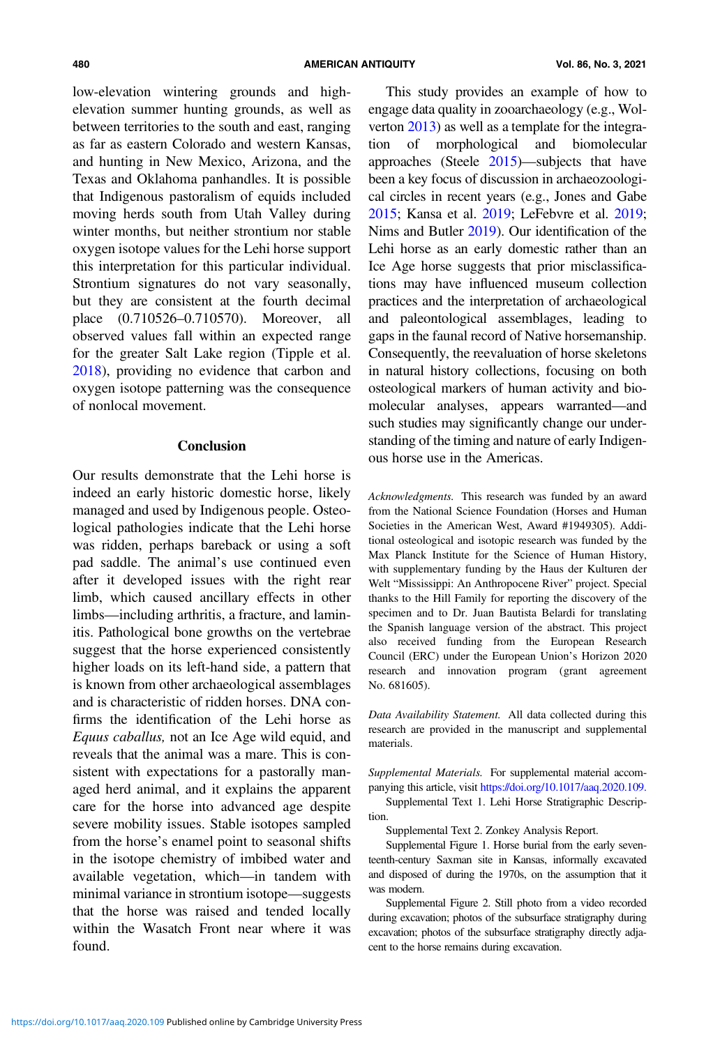low-elevation wintering grounds and high-elevation summer hunting grounds, as well as between territories to the south and east, ranging as far as eastern Colorado and western Kansas, and hunting in New Mexico, Arizona, and the Texas and Oklahoma panhandles. It is possible that Indigenous pastoralism of equids included moving herds south from Utah Valley during winter months, but neither strontium nor stable oxygen isotope values for the Lehi horse support this interpretation for this particular individual. Strontium signatures do not vary seasonally, but they are consistent at the fourth decimal place (0.710526–0.710570). Moreover, all observed values fall within an expected range for the greater Salt Lake region (Tipple et al. 2018), providing no evidence that carbon and oxygen isotope patterning was the consequence of nonlocal movement.

## Conclusion

Our results demonstrate that the Lehi horse is indeed an early historic domestic horse, likely managed and used by Indigenous people. Osteological pathologies indicate that the Lehi horse was ridden, perhaps bareback or using a soft pad saddle. The animal's use continued even after it developed issues with the right rear limb, which caused ancillary effects in other limbs—including arthritis, a fracture, and laminitis. Pathological bone growths on the vertebrae suggest that the horse experienced consistently higher loads on its left-hand side, a pattern that is known from other archaeological assemblages and is characteristic of ridden horses. DNA confirms the identification of the Lehi horse as *Equus caballus,* not an Ice Age wild equid, and reveals that the animal was a mare. This is consistent with expectations for a pastorally managed herd animal, and it explains the apparent care for the horse into advanced age despite severe mobility issues. Stable isotopes sampled from the horse's enamel point to seasonal shifts in the isotope chemistry of imbibed water and available vegetation, which—in tandem with minimal variance in strontium isotope—suggests that the horse was raised and tended locally within the Wasatch Front near where it was found.

This study provides an example of how to engage data quality in zooarchaeology (e.g., Wolverton 2013) as well as a template for the integration of morphological and biomolecular approaches (Steele 2015)—subjects that have been a key focus of discussion in archaeozoological circles in recent years (e.g., Jones and Gabe 2015; Kansa et al. 2019; LeFebvre et al. 2019; Nims and Butler 2019). Our identification of the Lehi horse as an early domestic rather than an Ice Age horse suggests that prior misclassifications may have influenced museum collection practices and the interpretation of archaeological and paleontological assemblages, leading to gaps in the faunal record of Native horsemanship. Consequently, the reevaluation of horse skeletons in natural history collections, focusing on both osteological markers of human activity and biomolecular analyses, appears warranted—and such studies may significantly change our understanding of the timing and nature of early Indigenous horse use in the Americas.

*Acknowledgments.* This research was funded by an award from the National Science Foundation (Horses and Human Societies in the American West, Award #1949305). Additional osteological and isotopic research was funded by the Max Planck Institute for the Science of Human History, with supplementary funding by the Haus der Kulturen der Welt "Mississippi: An Anthropocene River" project. Special thanks to the Hill Family for reporting the discovery of the specimen and to Dr. Juan Bautista Belardi for translating the Spanish language version of the abstract. This project also received funding from the European Research Council (ERC) under the European Union's Horizon 2020 research and innovation program (grant agreement No. 681605).

*Data Availability Statement.* All data collected during this research are provided in the manuscript and supplemental materials.

*Supplemental Materials.* For supplemental material accompanying this article, visit https://doi.org/10.1017/aaq.2020.109.

Supplemental Text 1. Lehi Horse Stratigraphic Description.

Supplemental Text 2. Zonkey Analysis Report.

Supplemental Figure 1. Horse burial from the early seventeenth-century Saxman site in Kansas, informally excavated and disposed of during the 1970s, on the assumption that it was modern.

Supplemental Figure 2. Still photo from a video recorded during excavation; photos of the subsurface stratigraphy during excavation; photos of the subsurface stratigraphy directly adjacent to the horse remains during excavation.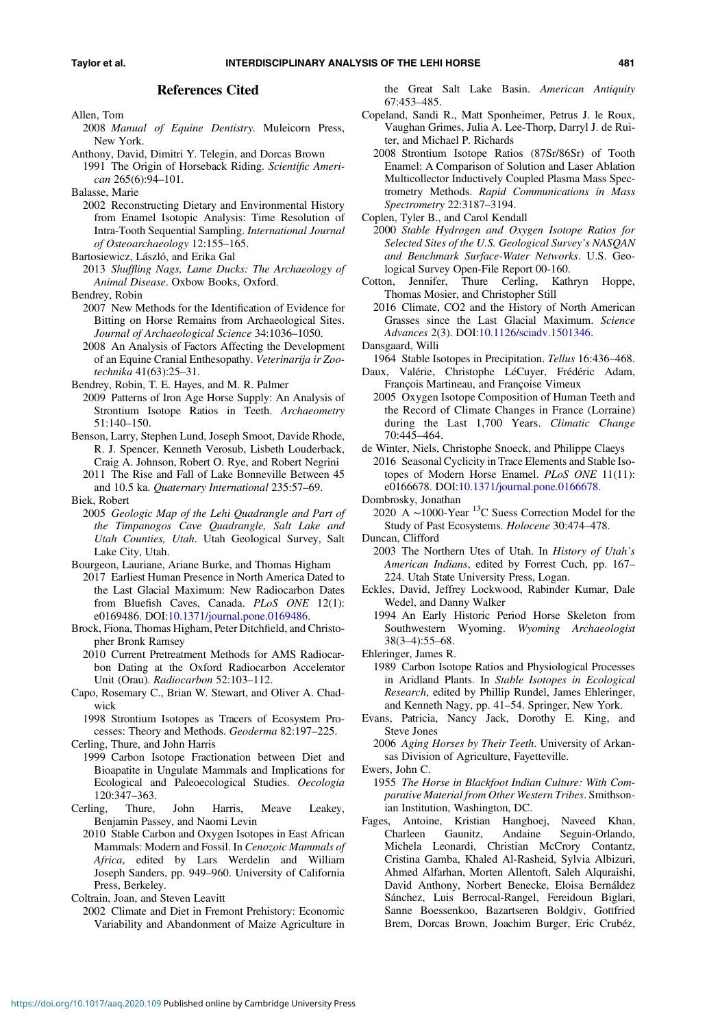## References Cited

Allen, Tom
2008 *Manual of Equine Dentistry*. Muleicorn Press, New York.

Anthony, David, Dimitri Y. Telegin, and Dorcas Brown
1991 The Origin of Horseback Riding. *Scientific American* 265(6):94–101.

Balasse, Marie
2002 Reconstructing Dietary and Environmental History from Enamel Isotopic Analysis: Time Resolution of Intra-Tooth Sequential Sampling. *International Journal of Osteoarchaeology* 12:155–165.

Bartosiewicz, László, and Erika Gal
2013 *Shuffling Nags, Lame Ducks: The Archaeology of Animal Disease*. Oxbow Books, Oxford.

Bendrey, Robin
2007 New Methods for the Identification of Evidence for Bitting on Horse Remains from Archaeological Sites. *Journal of Archaeological Science* 34:1036–1050.
2008 An Analysis of Factors Affecting the Development of an Equine Cranial Enthesopathy. *Veterinarija ir Zootechnika* 41(63):25–31.

Bendrey, Robin, T. E. Hayes, and M. R. Palmer
2009 Patterns of Iron Age Horse Supply: An Analysis of Strontium Isotope Ratios in Teeth. *Archaeometry* 51:140–150.

Benson, Larry, Stephen Lund, Joseph Smoot, Davide Rhode, R. J. Spencer, Kenneth Verosub, Lisbeth Louderback, Craig A. Johnson, Robert O. Rye, and Robert Negrini
2011 The Rise and Fall of Lake Bonneville Between 45 and 10.5 ka. *Quaternary International* 235:57–69.

Biek, Robert
2005 *Geologic Map of the Lehi Quadrangle and Part of the Timpanogos Cave Quadrangle, Salt Lake and Utah Counties, Utah*. Utah Geological Survey, Salt Lake City, Utah.

Bourgeon, Lauriane, Ariane Burke, and Thomas Higham
2017 Earliest Human Presence in North America Dated to the Last Glacial Maximum: New Radiocarbon Dates from Bluefish Caves, Canada. *PLoS ONE* 12(1): e0169486. DOI:10.1371/journal.pone.0169486.

Brock, Fiona, Thomas Higham, Peter Ditchfield, and Christopher Bronk Ramsey
2010 Current Pretreatment Methods for AMS Radiocarbon Dating at the Oxford Radiocarbon Accelerator Unit (Orau). *Radiocarbon* 52:103–112.

Capo, Rosemary C., Brian W. Stewart, and Oliver A. Chadwick
1998 Strontium Isotopes as Tracers of Ecosystem Processes: Theory and Methods. *Geoderma* 82:197–225.

Cerling, Thure, and John Harris
1999 Carbon Isotope Fractionation between Diet and Bioapatite in Ungulate Mammals and Implications for Ecological and Paleoecological Studies. *Oecologia* 120:347–363.

Cerling, Thure, John Harris, Meave Leakey, Benjamin Passey, and Naomi Levin
2010 Stable Carbon and Oxygen Isotopes in East African Mammals: Modern and Fossil. In *Cenozoic Mammals of Africa*, edited by Lars Werdelin and William Joseph Sanders, pp. 949–960. University of California Press, Berkeley.

Coltrain, Joan, and Steven Leavitt
2002 Climate and Diet in Fremont Prehistory: Economic Variability and Abandonment of Maize Agriculture in the Great Salt Lake Basin. *American Antiquity* 67:453–485.

Copeland, Sandi R., Matt Sponheimer, Petrus J. le Roux, Vaughan Grimes, Julia A. Lee-Thorp, Darryl J. de Ruiter, and Michael P. Richards
2008 Strontium Isotope Ratios (87Sr/86Sr) of Tooth Enamel: A Comparison of Solution and Laser Ablation Multicollector Inductively Coupled Plasma Mass Spectrometry Methods. *Rapid Communications in Mass Spectrometry* 22:3187–3194.

Coplen, Tyler B., and Carol Kendall
2000 *Stable Hydrogen and Oxygen Isotope Ratios for Selected Sites of the U.S. Geological Survey's NASQAN and Benchmark Surface-Water Networks*. U.S. Geological Survey Open-File Report 00-160.

Cotton, Jennifer, Thure Cerling, Kathryn Hoppe, Thomas Mosier, and Christopher Still
2016 Climate, CO2 and the History of North American Grasses since the Last Glacial Maximum. *Science Advances* 2(3). DOI:10.1126/sciadv.1501346.

Dansgaard, Willi
1964 Stable Isotopes in Precipitation. *Tellus* 16:436–468.

Daux, Valérie, Christophe LéCuyer, Frédéric Adam, François Martineau, and Françoise Vimeux
2005 Oxygen Isotope Composition of Human Teeth and the Record of Climate Changes in France (Lorraine) during the Last 1,700 Years. *Climatic Change* 70:445–464.

de Winter, Niels, Christophe Snoeck, and Philippe Claeys
2016 Seasonal Cyclicity in Trace Elements and Stable Isotopes of Modern Horse Enamel. *PLoS ONE* 11(11): e0166678. DOI:10.1371/journal.pone.0166678.

Dombrosky, Jonathan
2020 A ∼1000-Year $^{13}$C Suess Correction Model for the Study of Past Ecosystems. *Holocene* 30:474–478.

Duncan, Clifford
2003 The Northern Utes of Utah. In *History of Utah's American Indians*, edited by Forrest Cuch, pp. 167–224. Utah State University Press, Logan.

Eckles, David, Jeffrey Lockwood, Rabinder Kumar, Dale Wedel, and Danny Walker
1994 An Early Historic Period Horse Skeleton from Southwestern Wyoming. *Wyoming Archaeologist* 38(3–4):55–68.

Ehleringer, James R.
1989 Carbon Isotope Ratios and Physiological Processes in Aridland Plants. In *Stable Isotopes in Ecological Research*, edited by Phillip Rundel, James Ehleringer, and Kenneth Nagy, pp. 41–54. Springer, New York.

Evans, Patricia, Nancy Jack, Dorothy E. King, and Steve Jones
2006 *Aging Horses by Their Teeth*. University of Arkansas Division of Agriculture, Fayetteville.

Ewers, John C.
1955 *The Horse in Blackfoot Indian Culture: With Comparative Material from Other Western Tribes*. Smithsonian Institution, Washington, DC.

Fages, Antoine, Kristian Hanghoej, Naveed Khan, Charleen Gaunitz, Andaine Seguin-Orlando, Michela Leonardi, Christian McCrory Contantz, Cristina Gamba, Khaled Al-Rasheid, Sylvia Albizuri, Ahmed Alfarhan, Morten Allentoft, Saleh Alquraishi, David Anthony, Norbert Benecke, Eloisa Bernáldez Sánchez, Luis Berrocal-Rangel, Fereidoun Biglari, Sanne Boessenkoo, Bazartseren Boldgiv, Gottfried Brem, Dorcas Brown, Joachim Burger, Eric Crubéz,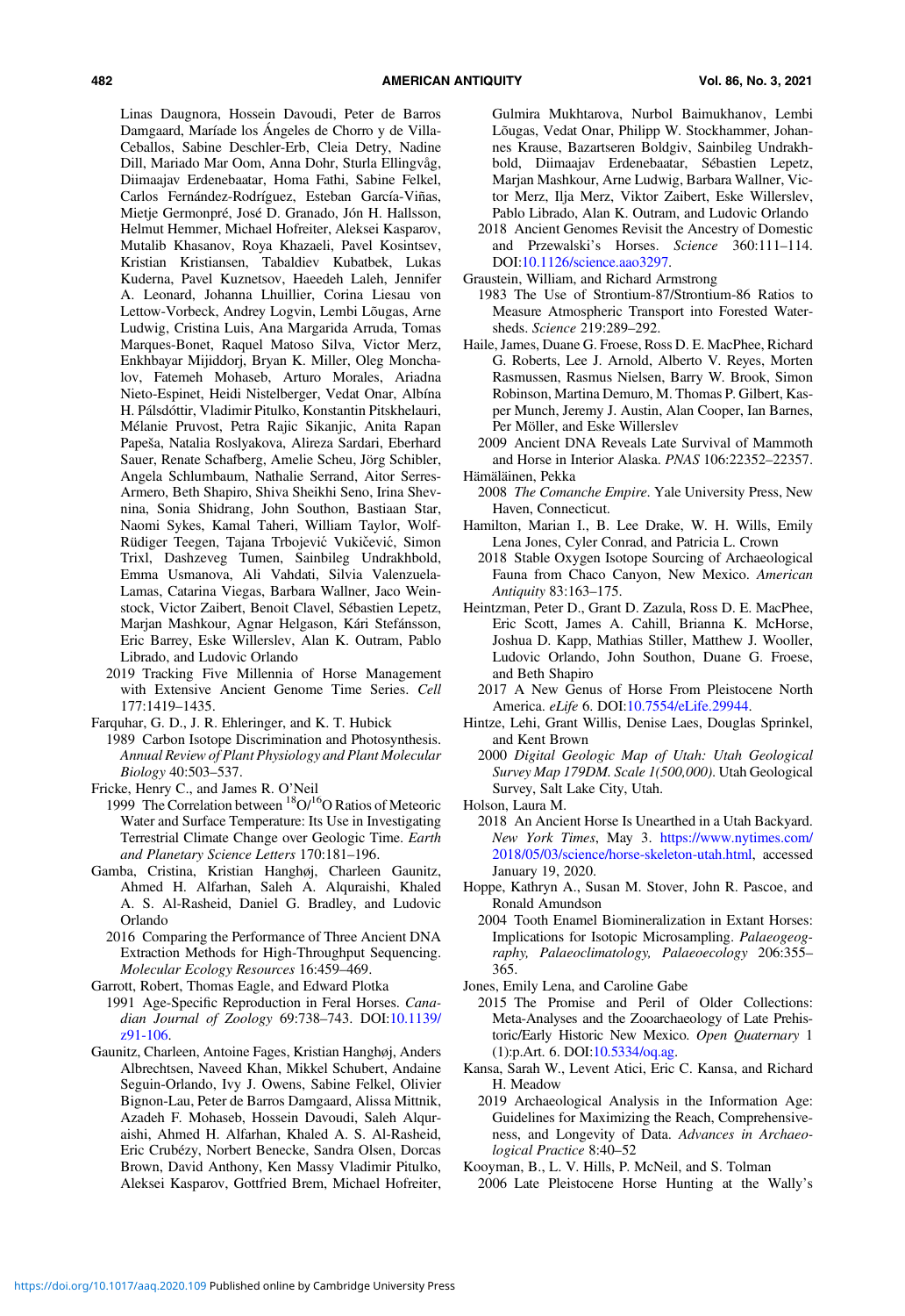Linas Daugnora, Hossein Davoudi, Peter de Barros Damgaard, Maríade los Ángeles de Chorro y de Villa-Ceballos, Sabine Deschler-Erb, Cleia Detry, Nadine Dill, Mariado Mar Oom, Anna Dohr, Sturla Ellingvåg, Diimaajav Erdenebaatar, Homa Fathi, Sabine Felkel, Carlos Fernández-Rodríguez, Esteban García-Viñas, Mietje Germonpré, José D. Granado, Jón H. Hallsson, Helmut Hemmer, Michael Hofreiter, Aleksei Kasparov, Mutalib Khasanov, Roya Khazaeli, Pavel Kosintsev, Kristian Kristiansen, Tabaldiev Kubatbek, Lukas Kuderna, Pavel Kuznetsov, Haeedeh Laleh, Jennifer A. Leonard, Johanna Lhuillier, Corina Liesau von Lettow-Vorbeck, Andrey Logvin, Lembi Lõugas, Arne Ludwig, Cristina Luis, Ana Margarida Arruda, Tomas Marques-Bonet, Raquel Matoso Silva, Victor Merz, Enkhbayar Mijiddorj, Bryan K. Miller, Oleg Monchalov, Fatemeh Mohaseb, Arturo Morales, Ariadna Nieto-Espinet, Heidi Nistelberger, Vedat Onar, Albína H. Pálsdóttir, Vladimir Pitulko, Konstantin Pitskhelauri, Mélanie Pruvost, Petra Rajic Sikanjic, Anita Rapan Papeša, Natalia Roslyakova, Alireza Sardari, Eberhard Sauer, Renate Schafberg, Amelie Scheu, Jörg Schibler, Angela Schlumbaum, Nathalie Serrand, Aitor Serres-Armero, Beth Shapiro, Shiva Sheikhi Seno, Irina Shevnina, Sonia Shidrang, John Southon, Bastiaan Star, Naomi Sykes, Kamal Taheri, William Taylor, Wolf-Rüdiger Teegen, Tajana Trbojević Vukičević, Simon Trixl, Dashzeveg Tumen, Sainbileg Undrakhbold, Emma Usmanova, Ali Vahdati, Silvia Valenzuela-Lamas, Catarina Viegas, Barbara Wallner, Jaco Weinstock, Victor Zaibert, Benoit Clavel, Sébastien Lepetz, Marjan Mashkour, Agnar Helgason, Kári Stefánsson, Eric Barrey, Eske Willerslev, Alan K. Outram, Pablo Librado, and Ludovic Orlando

2019 Tracking Five Millennia of Horse Management with Extensive Ancient Genome Time Series. *Cell* 177:1419–1435.

Farquhar, G. D., J. R. Ehleringer, and K. T. Hubick
1989 Carbon Isotope Discrimination and Photosynthesis. *Annual Review of Plant Physiology and Plant Molecular Biology* 40:503–537.

Fricke, Henry C., and James R. O'Neil
1999 The Correlation between $^{18}O/^{16}O$ Ratios of Meteoric Water and Surface Temperature: Its Use in Investigating Terrestrial Climate Change over Geologic Time. *Earth and Planetary Science Letters* 170:181–196.

Gamba, Cristina, Kristian Hanghøj, Charleen Gaunitz, Ahmed H. Alfarhan, Saleh A. Alquraishi, Khaled A. S. Al-Rasheid, Daniel G. Bradley, and Ludovic Orlando
2016 Comparing the Performance of Three Ancient DNA Extraction Methods for High-Throughput Sequencing. *Molecular Ecology Resources* 16:459–469.

Garrott, Robert, Thomas Eagle, and Edward Plotka
1991 Age-Specific Reproduction in Feral Horses. *Canadian Journal of Zoology* 69:738–743. DOI:10.1139/z91-106.

Gaunitz, Charleen, Antoine Fages, Kristian Hanghøj, Anders Albrechtsen, Naveed Khan, Mikkel Schubert, Andaine Seguin-Orlando, Ivy J. Owens, Sabine Felkel, Olivier Bignon-Lau, Peter de Barros Damgaard, Alissa Mittnik, Azadeh F. Mohaseb, Hossein Davoudi, Saleh Alquraishi, Ahmed H. Alfarhan, Khaled A. S. Al-Rasheid, Eric Crubézy, Norbert Benecke, Sandra Olsen, Dorcas Brown, David Anthony, Ken Massy Vladimir Pitulko, Aleksei Kasparov, Gottfried Brem, Michael Hofreiter, Gulmira Mukhtarova, Nurbol Baimukhanov, Lembi Lõugas, Vedat Onar, Philipp W. Stockhammer, Johannes Krause, Bazartseren Boldgiv, Sainbileg Undrakhbold, Diimaajav Erdenebaatar, Sébastien Lepetz, Marjan Mashkour, Arne Ludwig, Barbara Wallner, Victor Merz, Ilja Merz, Viktor Zaibert, Eske Willerslev, Pablo Librado, Alan K. Outram, and Ludovic Orlando
2018 Ancient Genomes Revisit the Ancestry of Domestic and Przewalski's Horses. *Science* 360:111–114. DOI:10.1126/science.aao3297.

Graustein, William, and Richard Armstrong
1983 The Use of Strontium-87/Strontium-86 Ratios to Measure Atmospheric Transport into Forested Watersheds. *Science* 219:289–292.

Haile, James, Duane G. Froese, Ross D. E. MacPhee, Richard G. Roberts, Lee J. Arnold, Alberto V. Reyes, Morten Rasmussen, Rasmus Nielsen, Barry W. Brook, Simon Robinson, Martina Demuro, M. Thomas P. Gilbert, Kasper Munch, Jeremy J. Austin, Alan Cooper, Ian Barnes, Per Möller, and Eske Willerslev
2009 Ancient DNA Reveals Late Survival of Mammoth and Horse in Interior Alaska. *PNAS* 106:22352–22357.

Hämäläinen, Pekka
2008 *The Comanche Empire*. Yale University Press, New Haven, Connecticut.

Hamilton, Marian I., B. Lee Drake, W. H. Wills, Emily Lena Jones, Cyler Conrad, and Patricia L. Crown
2018 Stable Oxygen Isotope Sourcing of Archaeological Fauna from Chaco Canyon, New Mexico. *American Antiquity* 83:163–175.

Heintzman, Peter D., Grant D. Zazula, Ross D. E. MacPhee, Eric Scott, James A. Cahill, Brianna K. McHorse, Joshua D. Kapp, Mathias Stiller, Matthew J. Wooller, Ludovic Orlando, John Southon, Duane G. Froese, and Beth Shapiro
2017 A New Genus of Horse From Pleistocene North America. *eLife* 6. DOI:10.7554/eLife.29944.

Hintze, Lehi, Grant Willis, Denise Laes, Douglas Sprinkel, and Kent Brown
2000 *Digital Geologic Map of Utah: Utah Geological Survey Map 179DM. Scale 1(500,000)*. Utah Geological Survey, Salt Lake City, Utah.

Holson, Laura M.
2018 An Ancient Horse Is Unearthed in a Utah Backyard. *New York Times*, May 3. https://www.nytimes.com/2018/05/03/science/horse-skeleton-utah.html, accessed January 19, 2020.

Hoppe, Kathryn A., Susan M. Stover, John R. Pascoe, and Ronald Amundson
2004 Tooth Enamel Biomineralization in Extant Horses: Implications for Isotopic Microsampling. *Palaeogeography, Palaeoclimatology, Palaeoecology* 206:355–365.

Jones, Emily Lena, and Caroline Gabe
2015 The Promise and Peril of Older Collections: Meta-Analyses and the Zooarchaeology of Late Prehistoric/Early Historic New Mexico. *Open Quaternary* 1 (1):p.Art. 6. DOI:10.5334/oq.ag.

Kansa, Sarah W., Levent Atici, Eric C. Kansa, and Richard H. Meadow
2019 Archaeological Analysis in the Information Age: Guidelines for Maximizing the Reach, Comprehensiveness, and Longevity of Data. *Advances in Archaeological Practice* 8:40–52

Kooyman, B., L. V. Hills, P. McNeil, and S. Tolman
2006 Late Pleistocene Horse Hunting at the Wally's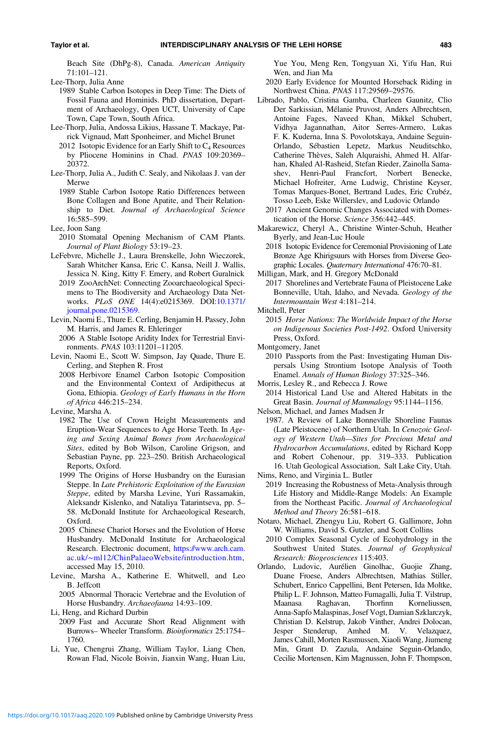Beach Site (DhPg-8), Canada. *American Antiquity* 71:101–121.

Lee-Thorp, Julia Anne
: 1989 Stable Carbon Isotopes in Deep Time: The Diets of Fossil Fauna and Hominids. PhD dissertation, Department of Archaeology, Open UCT, University of Cape Town, Cape Town, South Africa.

Lee-Thorp, Julia, Andossa Likius, Hassane T. Mackaye, Patrick Vignaud, Matt Sponheimer, and Michel Brunet
: 2012 Isotopic Evidence for an Early Shift to $C_4$ Resources by Pliocene Hominins in Chad. *PNAS* 109:20369–20372.

Lee-Thorp, Julia A., Judith C. Sealy, and Nikolaas J. van der Merwe
: 1989 Stable Carbon Isotope Ratio Differences between Bone Collagen and Bone Apatite, and Their Relationship to Diet. *Journal of Archaeological Science* 16:585–599.

Lee, Joon Sang
: 2010 Stomatal Opening Mechanism of CAM Plants. *Journal of Plant Biology* 53:19–23.

LeFebvre, Michelle J., Laura Brenskelle, John Wieczorek, Sarah Whitcher Kansa, Eric C. Kansa, Neill J. Wallis, Jessica N. King, Kitty F. Emery, and Robert Guralnick
: 2019 ZooArchNet: Connecting Zooarchaeological Specimens to The Biodiversity and Archaeology Data Networks. *PLoS ONE* 14(4):e0215369. DOI:10.1371/journal.pone.0215369.

Levin, Naomi E., Thure E. Cerling, Benjamin H. Passey, John M. Harris, and James R. Ehleringer
: 2006 A Stable Isotope Aridity Index for Terrestrial Environments. *PNAS* 103:11201–11205.

Levin, Naomi E., Scott W. Simpson, Jay Quade, Thure E. Cerling, and Stephen R. Frost
: 2008 Herbivore Enamel Carbon Isotopic Composition and the Environmental Context of Ardipithecus at Gona, Ethiopia. *Geology of Early Humans in the Horn of Africa* 446:215–234.

Levine, Marsha A.
: 1982 The Use of Crown Height Measurements and Eruption-Wear Sequences to Age Horse Teeth. In *Ageing and Sexing Animal Bones from Archaeological Sites*, edited by Bob Wilson, Caroline Grigson, and Sebastian Payne, pp. 223–250. British Archaeological Reports, Oxford.
: 1999 The Origins of Horse Husbandry on the Eurasian Steppe. In *Late Prehistoric Exploitation of the Eurasian Steppe*, edited by Marsha Levine, Yuri Rassamakin, Aleksandr Kislenko, and Nataliya Tatarintseva, pp. 5–58. McDonald Institute for Archaeological Research, Oxford.
: 2005 Chinese Chariot Horses and the Evolution of Horse Husbandry. McDonald Institute for Archaeological Research. Electronic document, https://www.arch.cam.ac.uk/∼ml12/ChinPalaeoWebsite/introduction.htm, accessed May 15, 2010.

Levine, Marsha A., Katherine E. Whitwell, and Leo B. Jeffcott
: 2005 Abnormal Thoracic Vertebrae and the Evolution of Horse Husbandry. *Archaeofauna* 14:93–109.

Li, Heng, and Richard Durbin
: 2009 Fast and Accurate Short Read Alignment with Burrows– Wheeler Transform. *Bioinformatics* 25:1754–1760.

Li, Yue, Chengrui Zhang, William Taylor, Liang Chen, Rowan Flad, Nicole Boivin, Jianxin Wang, Huan Liu, Yue You, Meng Ren, Tongyuan Xi, Yifu Han, Rui Wen, and Jian Ma
: 2020 Early Evidence for Mounted Horseback Riding in Northwest China. *PNAS* 117:29569–29576.

Librado, Pablo, Cristina Gamba, Charleen Gaunitz, Clio Der Sarkissian, Mélanie Pruvost, Anders Albrechtsen, Antoine Fages, Naveed Khan, Mikkel Schubert, Vidhya Jagannathan, Aitor Serres-Armero, Lukas F. K. Kuderna, Inna S. Povolotskaya, Andaine Seguin-Orlando, Sébastien Lepetz, Markus Neuditschko, Catherine Thèves, Saleh Alquraishi, Ahmed H. Alfarhan, Khaled Al-Rasheid, Stefan Rieder, Zainolla Samashev, Henri-Paul Francfort, Norbert Benecke, Michael Hofreiter, Arne Ludwig, Christine Keyser, Tomas Marques-Bonet, Bertrand Ludes, Eric Crubéz, Tosso Leeb, Eske Willerslev, and Ludovic Orlando
: 2017 Ancient Genomic Changes Associated with Domestication of the Horse. *Science* 356:442–445.

Makarewicz, Cheryl A., Christine Winter-Schuh, Heather Byerly, and Jean-Luc Houle
: 2018 Isotopic Evidence for Ceremonial Provisioning of Late Bronze Age Khirigsuurs with Horses from Diverse Geographic Locales. *Quaternary International* 476:70–81.

Milligan, Mark, and H. Gregory McDonald
: 2017 Shorelines and Vertebrate Fauna of Pleistocene Lake Bonneville, Utah, Idaho, and Nevada. *Geology of the Intermountain West* 4:181–214.

Mitchell, Peter
: 2015 *Horse Nations: The Worldwide Impact of the Horse on Indigenous Societies Post-1492*. Oxford University Press, Oxford.

Montgomery, Janet
: 2010 Passports from the Past: Investigating Human Dispersals Using Strontium Isotope Analysis of Tooth Enamel. *Annals of Human Biology* 37:325–346.

Morris, Lesley R., and Rebecca J. Rowe
: 2014 Historical Land Use and Altered Habitats in the Great Basin. *Journal of Mammalogy* 95:1144–1156.

Nelson, Michael, and James Madsen Jr
: 1987. A Review of Lake Bonneville Shoreline Faunas (Late Pleistocene) of Northern Utah. In *Cenozoic Geology of Western Utah—Sites for Precious Metal and Hydrocarbon Accumulations*, edited by Richard Kopp and Robert Cohenour, pp. 319–333. Publication 16. Utah Geological Association, Salt Lake City, Utah.

Nims, Reno, and Virginia L. Butler
: 2019 Increasing the Robustness of Meta-Analysis through Life History and Middle-Range Models: An Example from the Northeast Pacific. *Journal of Archaeological Method and Theory* 26:581–618.

Notaro, Michael, Zhengyu Liu, Robert G. Gallimore, John W. Williams, David S. Gutzler, and Scott Collins
: 2010 Complex Seasonal Cycle of Ecohydrology in the Southwest United States. *Journal of Geophysical Research: Biogeosciences* 115:403.

Orlando, Ludovic, Aurélien Ginolhac, Guojie Zhang, Duane Froese, Anders Albrechtsen, Mathias Stiller, Schubert, Enrico Cappellini, Bent Petersen, Ida Moltke, Philip L. F. Johnson, Matteo Fumagalli, Julia T. Vilstrup, Maanasa Raghavan, Thorfinn Korneliussen, Anna-Sapfo Malaspinas, Josef Vogt, Damian Szklarczyk, Christian D. Kelstrup, Jakob Vinther, Andrei Dolocan, Jesper Stenderup, Amhed M. V. Velazquez, James Cahill, Morten Rasmussen, Xiaoli Wang, Jiumeng Min, Grant D. Zazula, Andaine Seguin-Orlando, Cecilie Mortensen, Kim Magnussen, John F. Thompson,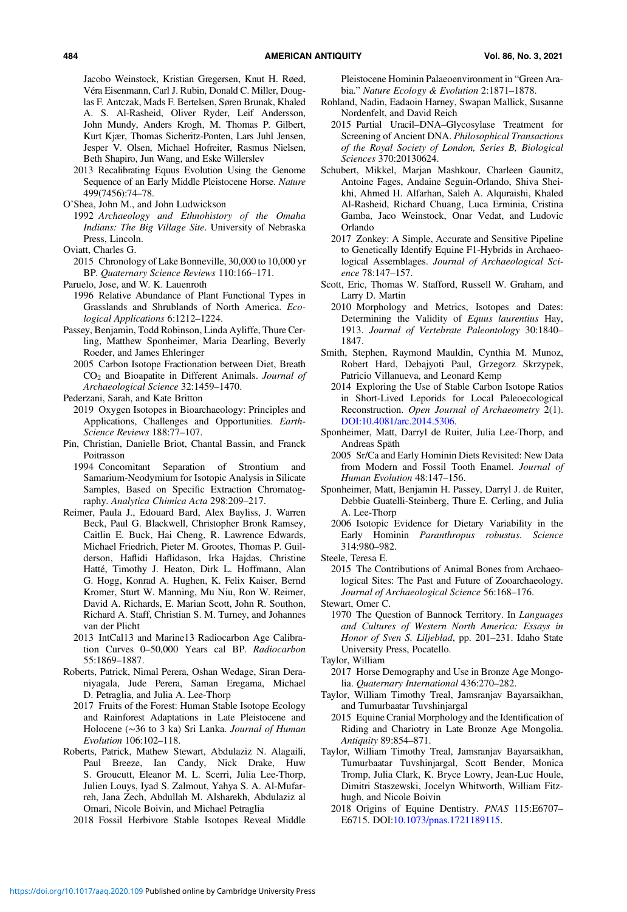Jacobo Weinstock, Kristian Gregersen, Knut H. Røed, Véra Eisenmann, Carl J. Rubin, Donald C. Miller, Douglas F. Antczak, Mads F. Bertelsen, Søren Brunak, Khaled A. S. Al-Rasheid, Oliver Ryder, Leif Andersson, John Mundy, Anders Krogh, M. Thomas P. Gilbert, Kurt Kjær, Thomas Sicheritz-Ponten, Lars Juhl Jensen, Jesper V. Olsen, Michael Hofreiter, Rasmus Nielsen, Beth Shapiro, Jun Wang, and Eske Willerslev

2013 Recalibrating Equus Evolution Using the Genome Sequence of an Early Middle Pleistocene Horse. *Nature* 499(7456):74–78.

O'Shea, John M., and John Ludwickson

1992 *Archaeology and Ethnohistory of the Omaha Indians: The Big Village Site*. University of Nebraska Press, Lincoln.

Oviatt, Charles G.

2015 Chronology of Lake Bonneville, 30,000 to 10,000 yr BP. *Quaternary Science Reviews* 110:166–171.

Paruelo, Jose, and W. K. Lauenroth

1996 Relative Abundance of Plant Functional Types in Grasslands and Shrublands of North America. *Ecological Applications* 6:1212–1224.

Passey, Benjamin, Todd Robinson, Linda Ayliffe, Thure Cerling, Matthew Sponheimer, Maria Dearling, Beverly Roeder, and James Ehleringer

2005 Carbon Isotope Fractionation between Diet, Breath $CO_2$ and Bioapatite in Different Animals. *Journal of Archaeological Science* 32:1459–1470.

Pederzani, Sarah, and Kate Britton

2019 Oxygen Isotopes in Bioarchaeology: Principles and Applications, Challenges and Opportunities. *Earth-Science Reviews* 188:77–107.

Pin, Christian, Danielle Briot, Chantal Bassin, and Franck Poitrasson

1994 Concomitant Separation of Strontium and Samarium-Neodymium for Isotopic Analysis in Silicate Samples, Based on Specific Extraction Chromatography. *Analytica Chimica Acta* 298:209–217.

Reimer, Paula J., Edouard Bard, Alex Bayliss, J. Warren Beck, Paul G. Blackwell, Christopher Bronk Ramsey, Caitlin E. Buck, Hai Cheng, R. Lawrence Edwards, Michael Friedrich, Pieter M. Grootes, Thomas P. Guilderson, Haflidi Haflidason, Irka Hajdas, Christine Hatté, Timothy J. Heaton, Dirk L. Hoffmann, Alan G. Hogg, Konrad A. Hughen, K. Felix Kaiser, Bernd Kromer, Sturt W. Manning, Mu Niu, Ron W. Reimer, David A. Richards, E. Marian Scott, John R. Southon, Richard A. Staff, Christian S. M. Turney, and Johannes van der Plicht

2013 IntCal13 and Marine13 Radiocarbon Age Calibration Curves 0–50,000 Years cal BP. *Radiocarbon* 55:1869–1887.

Roberts, Patrick, Nimal Perera, Oshan Wedage, Siran Deraniyagala, Jude Perera, Saman Eregama, Michael D. Petraglia, and Julia A. Lee-Thorp

2017 Fruits of the Forest: Human Stable Isotope Ecology and Rainforest Adaptations in Late Pleistocene and Holocene (∼36 to 3 ka) Sri Lanka. *Journal of Human Evolution* 106:102–118.

Roberts, Patrick, Mathew Stewart, Abdulaziz N. Alagaili, Paul Breeze, Ian Candy, Nick Drake, Huw S. Groucutt, Eleanor M. L. Scerri, Julia Lee-Thorp, Julien Louys, Iyad S. Zalmout, Yahya S. A. Al-Mufarreh, Jana Zech, Abdullah M. Alsharekh, Abdulaziz al Omari, Nicole Boivin, and Michael Petraglia

2018 Fossil Herbivore Stable Isotopes Reveal Middle Pleistocene Hominin Palaeoenvironment in "Green Arabia." *Nature Ecology & Evolution* 2:1871–1878.

Rohland, Nadin, Eadaoin Harney, Swapan Mallick, Susanne Nordenfelt, and David Reich

2015 Partial Uracil–DNA–Glycosylase Treatment for Screening of Ancient DNA. *Philosophical Transactions of the Royal Society of London, Series B, Biological Sciences* 370:20130624.

Schubert, Mikkel, Marjan Mashkour, Charleen Gaunitz, Antoine Fages, Andaine Seguin-Orlando, Shiva Sheikhi, Ahmed H. Alfarhan, Saleh A. Alquraishi, Khaled Al-Rasheid, Richard Chuang, Luca Erminia, Cristina Gamba, Jaco Weinstock, Onar Vedat, and Ludovic Orlando

2017 Zonkey: A Simple, Accurate and Sensitive Pipeline to Genetically Identify Equine F1-Hybrids in Archaeological Assemblages. *Journal of Archaeological Science* 78:147–157.

Scott, Eric, Thomas W. Stafford, Russell W. Graham, and Larry D. Martin

2010 Morphology and Metrics, Isotopes and Dates: Determining the Validity of *Equus laurentius* Hay, 1913. *Journal of Vertebrate Paleontology* 30:1840–1847.

Smith, Stephen, Raymond Mauldin, Cynthia M. Munoz, Robert Hard, Debajyoti Paul, Grzegorz Skrzypek, Patricio Villanueva, and Leonard Kemp

2014 Exploring the Use of Stable Carbon Isotope Ratios in Short-Lived Leporids for Local Paleoecological Reconstruction. *Open Journal of Archaeometry* 2(1). DOI:10.4081/arc.2014.5306.

Sponheimer, Matt, Darryl de Ruiter, Julia Lee-Thorp, and Andreas Späth

2005 Sr/Ca and Early Hominin Diets Revisited: New Data from Modern and Fossil Tooth Enamel. *Journal of Human Evolution* 48:147–156.

Sponheimer, Matt, Benjamin H. Passey, Darryl J. de Ruiter, Debbie Guatelli-Steinberg, Thure E. Cerling, and Julia A. Lee-Thorp

2006 Isotopic Evidence for Dietary Variability in the Early Hominin *Paranthropus robustus*. *Science* 314:980–982.

Steele, Teresa E.

2015 The Contributions of Animal Bones from Archaeological Sites: The Past and Future of Zooarchaeology. *Journal of Archaeological Science* 56:168–176.

Stewart, Omer C.

1970 The Question of Bannock Territory. In *Languages and Cultures of Western North America: Essays in Honor of Sven S. Liljeblad*, pp. 201–231. Idaho State University Press, Pocatello.

Taylor, William

2017 Horse Demography and Use in Bronze Age Mongolia. *Quaternary International* 436:270–282.

Taylor, William Timothy Treal, Jamsranjav Bayarsaikhan, and Tumurbaatar Tuvshinjargal

2015 Equine Cranial Morphology and the Identification of Riding and Chariotry in Late Bronze Age Mongolia. *Antiquity* 89:854–871.

Taylor, William Timothy Treal, Jamsranjav Bayarsaikhan, Tumurbaatar Tuvshinjargal, Scott Bender, Monica Tromp, Julia Clark, K. Bryce Lowry, Jean-Luc Houle, Dimitri Staszewski, Jocelyn Whitworth, William Fitzhugh, and Nicole Boivin

2018 Origins of Equine Dentistry. *PNAS* 115:E6707–E6715. DOI:10.1073/pnas.1721189115.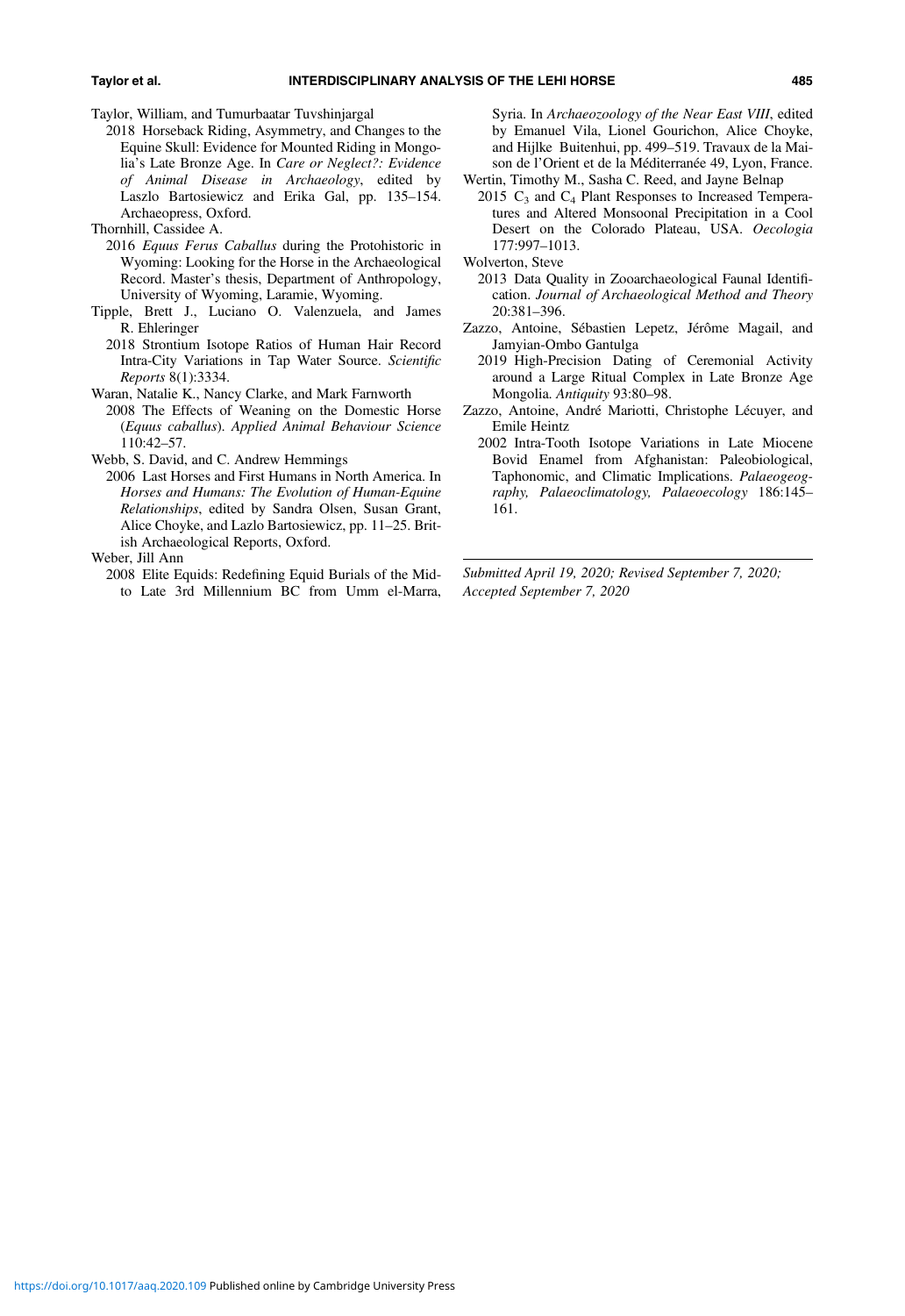Taylor, William, and Tumurbaatar Tuvshinjargal

2018 Horseback Riding, Asymmetry, and Changes to the Equine Skull: Evidence for Mounted Riding in Mongolia's Late Bronze Age. In *Care or Neglect?: Evidence of Animal Disease in Archaeology*, edited by Laszlo Bartosiewicz and Erika Gal, pp. 135–154. Archaeopress, Oxford.

Thornhill, Cassidee A.

2016 *Equus Ferus Caballus* during the Protohistoric in Wyoming: Looking for the Horse in the Archaeological Record. Master's thesis, Department of Anthropology, University of Wyoming, Laramie, Wyoming.

Tipple, Brett J., Luciano O. Valenzuela, and James R. Ehleringer

2018 Strontium Isotope Ratios of Human Hair Record Intra-City Variations in Tap Water Source. *Scientific Reports* 8(1):3334.

Waran, Natalie K., Nancy Clarke, and Mark Farnworth

2008 The Effects of Weaning on the Domestic Horse (*Equus caballus*). *Applied Animal Behaviour Science* 110:42–57.

Webb, S. David, and C. Andrew Hemmings

2006 Last Horses and First Humans in North America. In *Horses and Humans: The Evolution of Human-Equine Relationships*, edited by Sandra Olsen, Susan Grant, Alice Choyke, and Lazlo Bartosiewicz, pp. 11–25. British Archaeological Reports, Oxford.

Weber, Jill Ann

2008 Elite Equids: Redefining Equid Burials of the Mid- to Late 3rd Millennium BC from Umm el-Marra, Syria. In *Archaeozoology of the Near East VIII*, edited by Emanuel Vila, Lionel Gourichon, Alice Choyke, and Hijlke Buitenhui, pp. 499–519. Travaux de la Maison de l'Orient et de la Méditerranée 49, Lyon, France.

Wertin, Timothy M., Sasha C. Reed, and Jayne Belnap

2015 $C_3$ and $C_4$ Plant Responses to Increased Temperatures and Altered Monsoonal Precipitation in a Cool Desert on the Colorado Plateau, USA. *Oecologia* 177:997–1013.

Wolverton, Steve

2013 Data Quality in Zooarchaeological Faunal Identification. *Journal of Archaeological Method and Theory* 20:381–396.

Zazzo, Antoine, Sébastien Lepetz, Jérôme Magail, and Jamyian-Ombo Gantulga

2019 High-Precision Dating of Ceremonial Activity around a Large Ritual Complex in Late Bronze Age Mongolia. *Antiquity* 93:80–98.

Zazzo, Antoine, André Mariotti, Christophe Lécuyer, and Emile Heintz

2002 Intra-Tooth Isotope Variations in Late Miocene Bovid Enamel from Afghanistan: Paleobiological, Taphonomic, and Climatic Implications. *Palaeogeography, Palaeoclimatology, Palaeoecology* 186:145–161.

---

*Submitted April 19, 2020; Revised September 7, 2020; Accepted September 7, 2020*